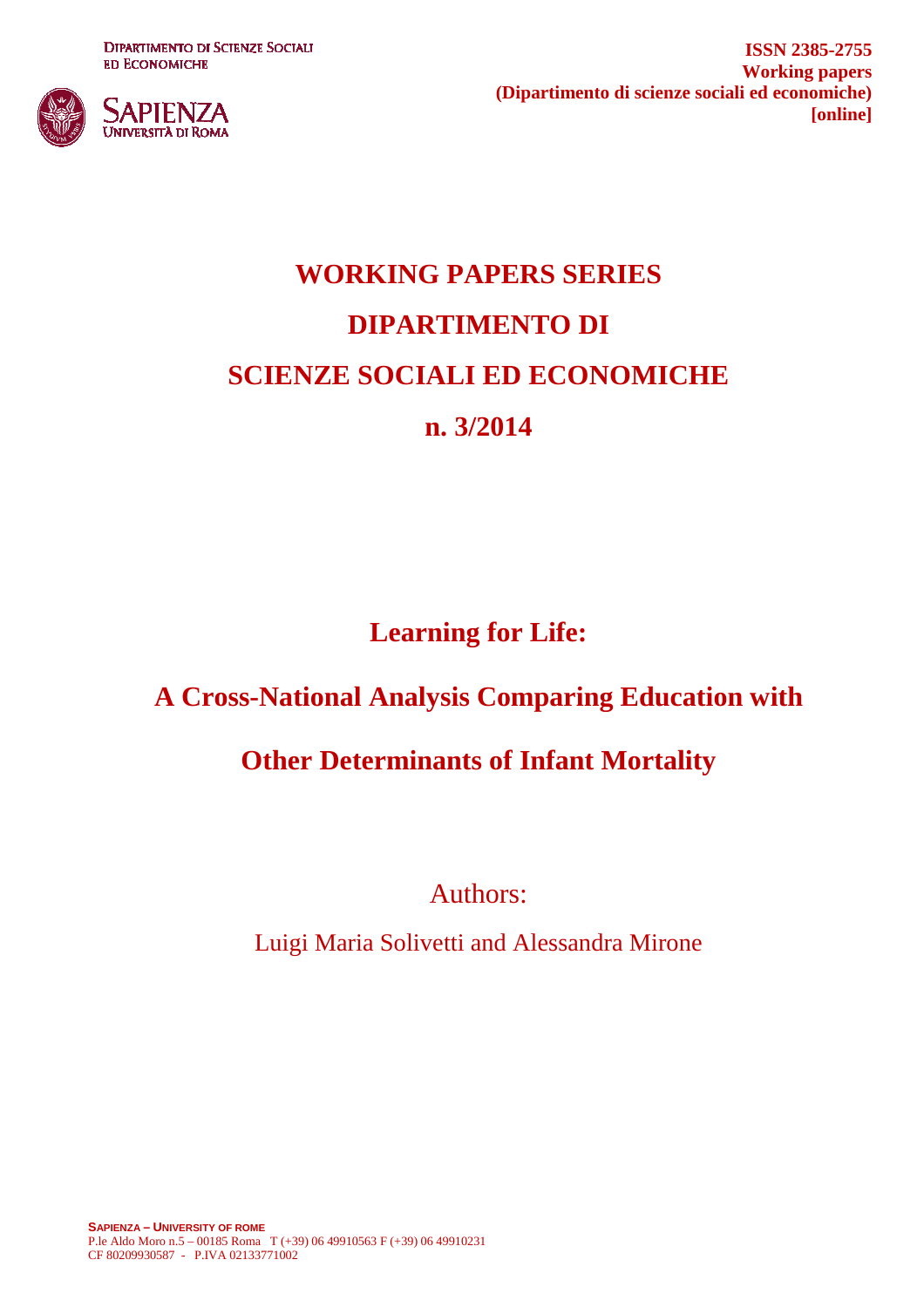DIPARTIMENTO DI SCIENZE SOCIALI ED ECONOMICHE

SAPIENZA UNIVERSITÀ DI ROMA

**ISSN 2385-2755**
**Working papers**
**(Dipartimento di scienze sociali ed economiche)**
**[online]**

# WORKING PAPERS SERIES DIPARTIMENTO DI SCIENZE SOCIALI ED ECONOMICHE n. 3/2014

# Learning for Life: A Cross-National Analysis Comparing Education with Other Determinants of Infant Mortality

Authors:

Luigi Maria Solivetti and Alessandra Mirone

**SAPIENZA – UNIVERSITY OF ROME**
P.le Aldo Moro n.5 – 00185 Roma T (+39) 06 49910563 F (+39) 06 49910231
CF 80209930587 - P.IVA 02133771002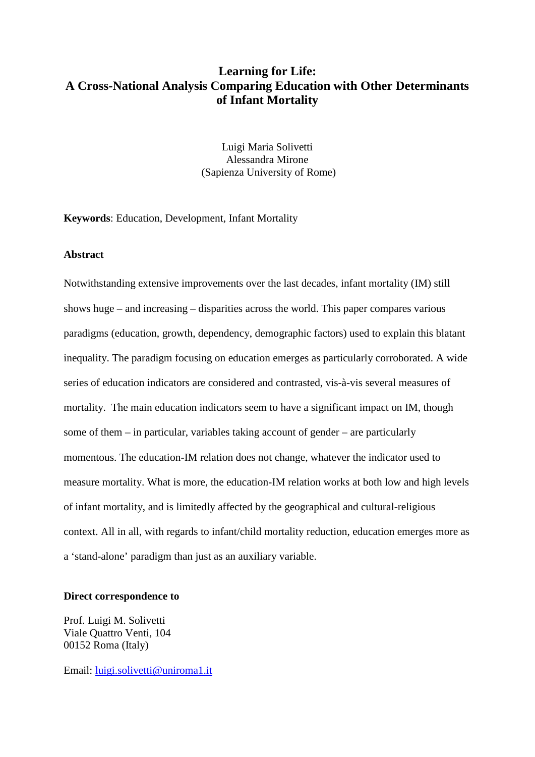# Learning for Life:
# A Cross-National Analysis Comparing Education with Other Determinants of Infant Mortality

Luigi Maria Solivetti
Alessandra Mirone
(Sapienza University of Rome)

**Keywords**: Education, Development, Infant Mortality

**Abstract**

Notwithstanding extensive improvements over the last decades, infant mortality (IM) still shows huge – and increasing – disparities across the world. This paper compares various paradigms (education, growth, dependency, demographic factors) used to explain this blatant inequality. The paradigm focusing on education emerges as particularly corroborated. A wide series of education indicators are considered and contrasted, vis-à-vis several measures of mortality. The main education indicators seem to have a significant impact on IM, though some of them – in particular, variables taking account of gender – are particularly momentous. The education-IM relation does not change, whatever the indicator used to measure mortality. What is more, the education-IM relation works at both low and high levels of infant mortality, and is limitedly affected by the geographical and cultural-religious context. All in all, with regards to infant/child mortality reduction, education emerges more as a 'stand-alone' paradigm than just as an auxiliary variable.

**Direct correspondence to**

Prof. Luigi M. Solivetti
Viale Quattro Venti, 104
00152 Roma (Italy)

Email: luigi.solivetti@uniroma1.it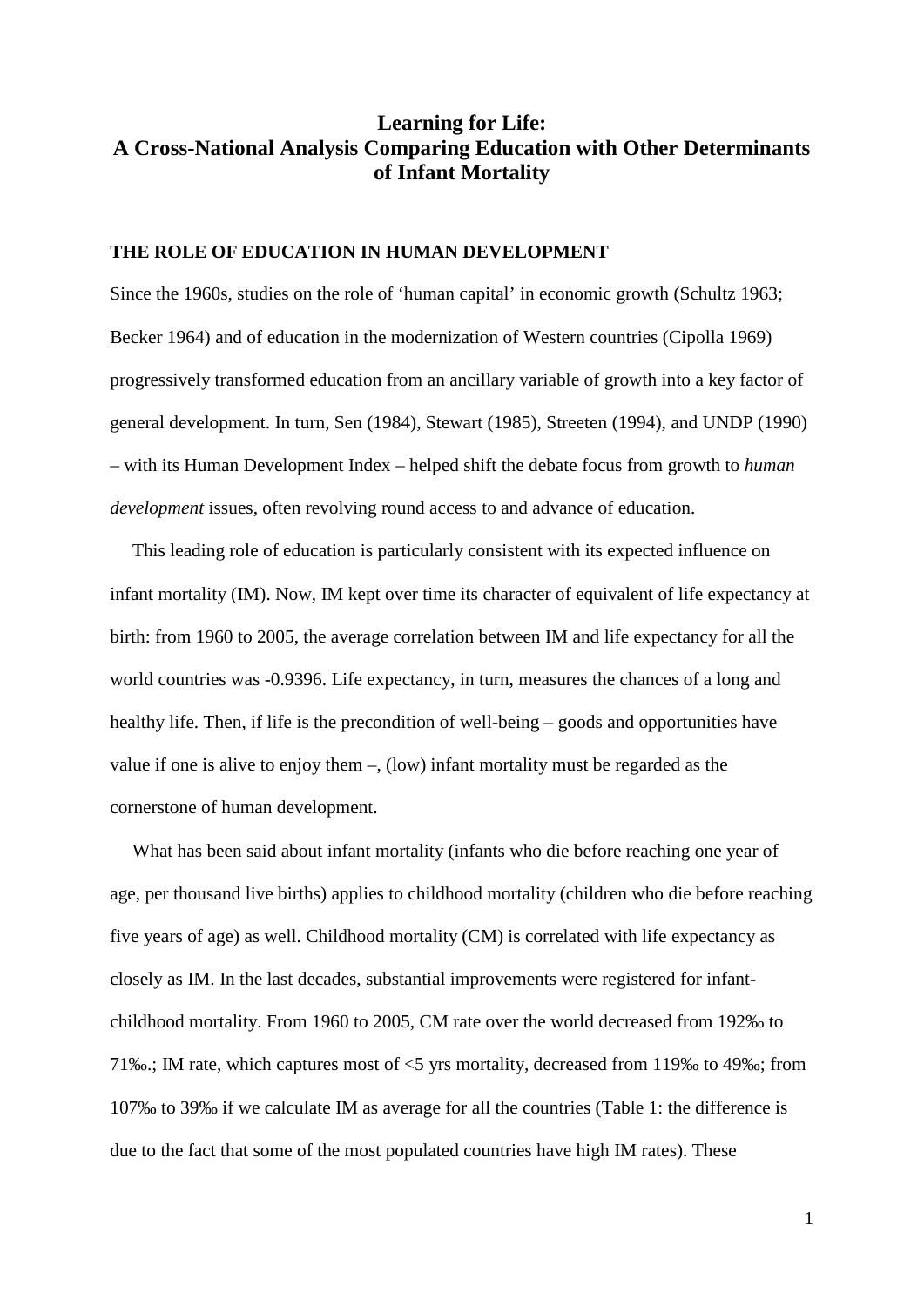# Learning for Life:
# A Cross-National Analysis Comparing Education with Other Determinants of Infant Mortality

## THE ROLE OF EDUCATION IN HUMAN DEVELOPMENT

Since the 1960s, studies on the role of 'human capital' in economic growth (Schultz 1963; Becker 1964) and of education in the modernization of Western countries (Cipolla 1969) progressively transformed education from an ancillary variable of growth into a key factor of general development. In turn, Sen (1984), Stewart (1985), Streeten (1994), and UNDP (1990) – with its Human Development Index – helped shift the debate focus from growth to *human development* issues, often revolving round access to and advance of education.

This leading role of education is particularly consistent with its expected influence on infant mortality (IM). Now, IM kept over time its character of equivalent of life expectancy at birth: from 1960 to 2005, the average correlation between IM and life expectancy for all the world countries was -0.9396. Life expectancy, in turn, measures the chances of a long and healthy life. Then, if life is the precondition of well-being – goods and opportunities have value if one is alive to enjoy them –, (low) infant mortality must be regarded as the cornerstone of human development.

What has been said about infant mortality (infants who die before reaching one year of age, per thousand live births) applies to childhood mortality (children who die before reaching five years of age) as well. Childhood mortality (CM) is correlated with life expectancy as closely as IM. In the last decades, substantial improvements were registered for infant-childhood mortality. From 1960 to 2005, CM rate over the world decreased from 192‰ to 71‰.; IM rate, which captures most of <5 yrs mortality, decreased from 119‰ to 49‰; from 107‰ to 39‰ if we calculate IM as average for all the countries (Table 1: the difference is due to the fact that some of the most populated countries have high IM rates). These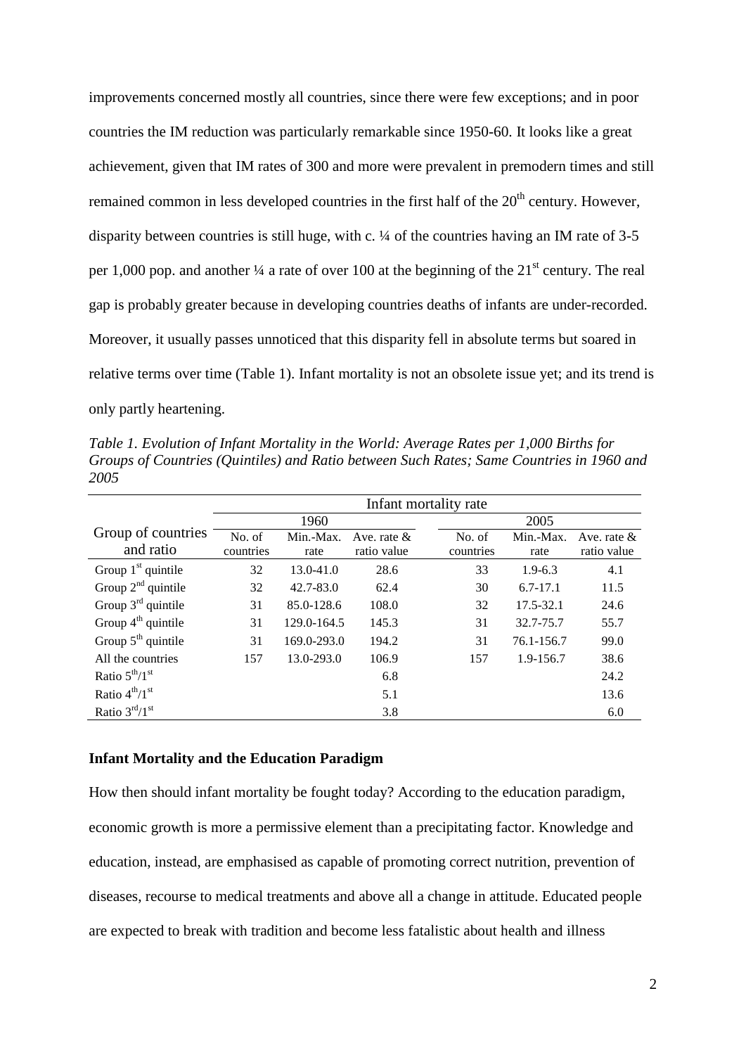improvements concerned mostly all countries, since there were few exceptions; and in poor countries the IM reduction was particularly remarkable since 1950-60. It looks like a great achievement, given that IM rates of 300 and more were prevalent in premodern times and still remained common in less developed countries in the first half of the 20th century. However, disparity between countries is still huge, with c. ¼ of the countries having an IM rate of 3-5 per 1,000 pop. and another ¼ a rate of over 100 at the beginning of the 21st century. The real gap is probably greater because in developing countries deaths of infants are under-recorded. Moreover, it usually passes unnoticed that this disparity fell in absolute terms but soared in relative terms over time (Table 1). Infant mortality is not an obsolete issue yet; and its trend is only partly heartening.

*Table 1. Evolution of Infant Mortality in the World: Average Rates per 1,000 Births for Groups of Countries (Quintiles) and Ratio between Such Rates; Same Countries in 1960 and 2005*

| Group of countries and ratio | Infant mortality rate | | | | | |
|---|---|---|---|---|---|---|
| | 1960 | | | 2005 | | |
| | No. of countries | Min.-Max. rate | Ave. rate & ratio value | No. of countries | Min.-Max. rate | Ave. rate & ratio value |
| Group 1st quintile | 32 | 13.0-41.0 | 28.6 | 33 | 1.9-6.3 | 4.1 |
| Group 2nd quintile | 32 | 42.7-83.0 | 62.4 | 30 | 6.7-17.1 | 11.5 |
| Group 3rd quintile | 31 | 85.0-128.6 | 108.0 | 32 | 17.5-32.1 | 24.6 |
| Group 4th quintile | 31 | 129.0-164.5 | 145.3 | 31 | 32.7-75.7 | 55.7 |
| Group 5th quintile | 31 | 169.0-293.0 | 194.2 | 31 | 76.1-156.7 | 99.0 |
| All the countries | 157 | 13.0-293.0 | 106.9 | 157 | 1.9-156.7 | 38.6 |
| Ratio 5th/1st | | | 6.8 | | | 24.2 |
| Ratio 4th/1st | | | 5.1 | | | 13.6 |
| Ratio 3rd/1st | | | 3.8 | | | 6.0 |

**Infant Mortality and the Education Paradigm**

How then should infant mortality be fought today? According to the education paradigm, economic growth is more a permissive element than a precipitating factor. Knowledge and education, instead, are emphasised as capable of promoting correct nutrition, prevention of diseases, recourse to medical treatments and above all a change in attitude. Educated people are expected to break with tradition and become less fatalistic about health and illness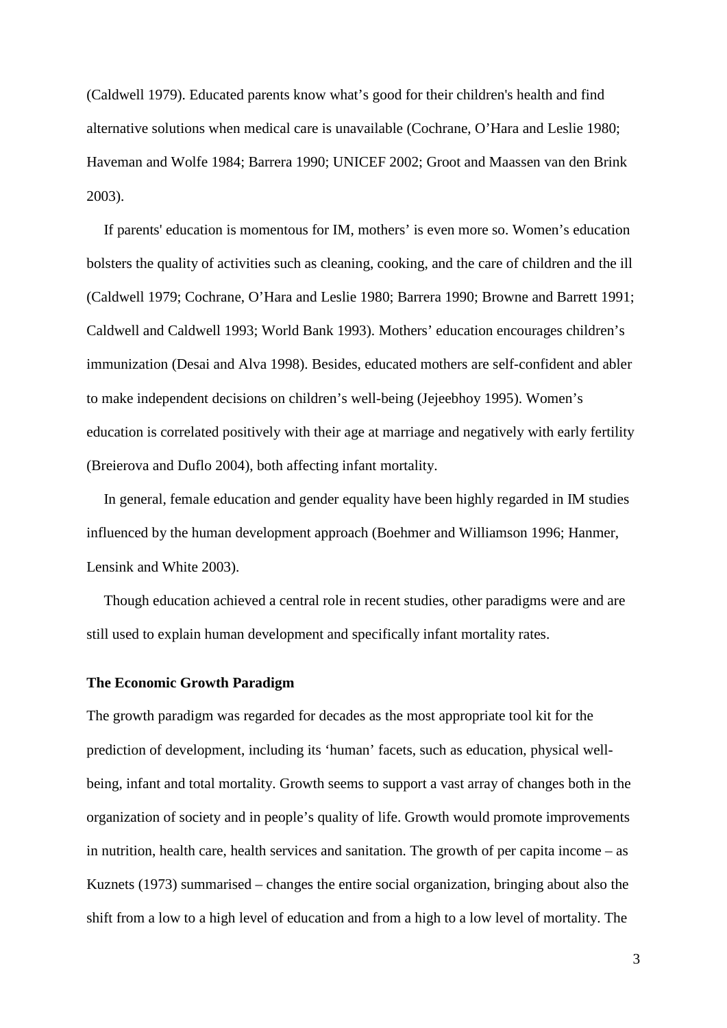(Caldwell 1979). Educated parents know what's good for their children's health and find alternative solutions when medical care is unavailable (Cochrane, O'Hara and Leslie 1980; Haveman and Wolfe 1984; Barrera 1990; UNICEF 2002; Groot and Maassen van den Brink 2003).

If parents' education is momentous for IM, mothers' is even more so. Women's education bolsters the quality of activities such as cleaning, cooking, and the care of children and the ill (Caldwell 1979; Cochrane, O'Hara and Leslie 1980; Barrera 1990; Browne and Barrett 1991; Caldwell and Caldwell 1993; World Bank 1993). Mothers' education encourages children's immunization (Desai and Alva 1998). Besides, educated mothers are self-confident and abler to make independent decisions on children's well-being (Jejeebhoy 1995). Women's education is correlated positively with their age at marriage and negatively with early fertility (Breierova and Duflo 2004), both affecting infant mortality.

In general, female education and gender equality have been highly regarded in IM studies influenced by the human development approach (Boehmer and Williamson 1996; Hanmer, Lensink and White 2003).

Though education achieved a central role in recent studies, other paradigms were and are still used to explain human development and specifically infant mortality rates.

**The Economic Growth Paradigm**

The growth paradigm was regarded for decades as the most appropriate tool kit for the prediction of development, including its 'human' facets, such as education, physical well-being, infant and total mortality. Growth seems to support a vast array of changes both in the organization of society and in people's quality of life. Growth would promote improvements in nutrition, health care, health services and sanitation. The growth of per capita income – as Kuznets (1973) summarised – changes the entire social organization, bringing about also the shift from a low to a high level of education and from a high to a low level of mortality. The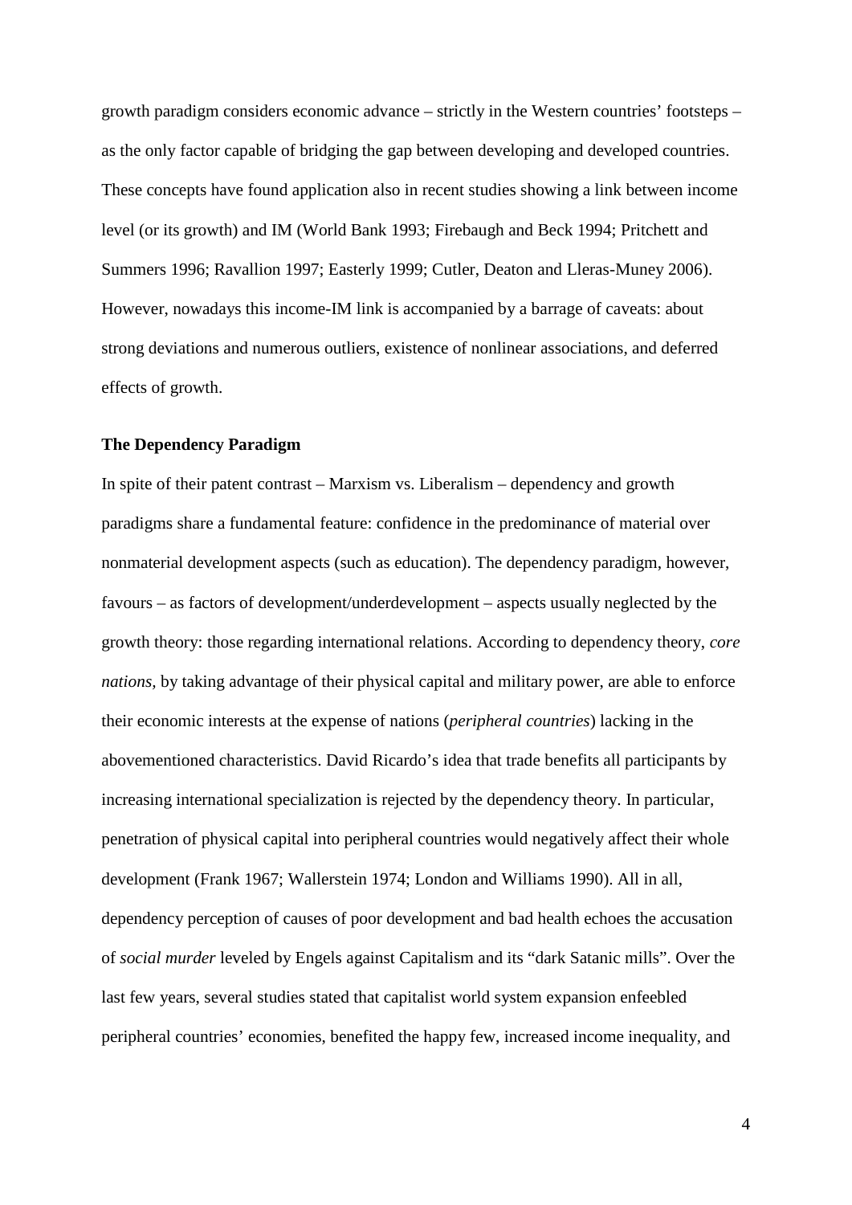growth paradigm considers economic advance – strictly in the Western countries' footsteps – as the only factor capable of bridging the gap between developing and developed countries. These concepts have found application also in recent studies showing a link between income level (or its growth) and IM (World Bank 1993; Firebaugh and Beck 1994; Pritchett and Summers 1996; Ravallion 1997; Easterly 1999; Cutler, Deaton and Lleras-Muney 2006). However, nowadays this income-IM link is accompanied by a barrage of caveats: about strong deviations and numerous outliers, existence of nonlinear associations, and deferred effects of growth.

### The Dependency Paradigm

In spite of their patent contrast – Marxism vs. Liberalism – dependency and growth paradigms share a fundamental feature: confidence in the predominance of material over nonmaterial development aspects (such as education). The dependency paradigm, however, favours – as factors of development/underdevelopment – aspects usually neglected by the growth theory: those regarding international relations. According to dependency theory, *core nations,* by taking advantage of their physical capital and military power, are able to enforce their economic interests at the expense of nations (*peripheral countries*) lacking in the abovementioned characteristics. David Ricardo's idea that trade benefits all participants by increasing international specialization is rejected by the dependency theory. In particular, penetration of physical capital into peripheral countries would negatively affect their whole development (Frank 1967; Wallerstein 1974; London and Williams 1990). All in all, dependency perception of causes of poor development and bad health echoes the accusation of *social murder* leveled by Engels against Capitalism and its "dark Satanic mills". Over the last few years, several studies stated that capitalist world system expansion enfeebled peripheral countries' economies, benefited the happy few, increased income inequality, and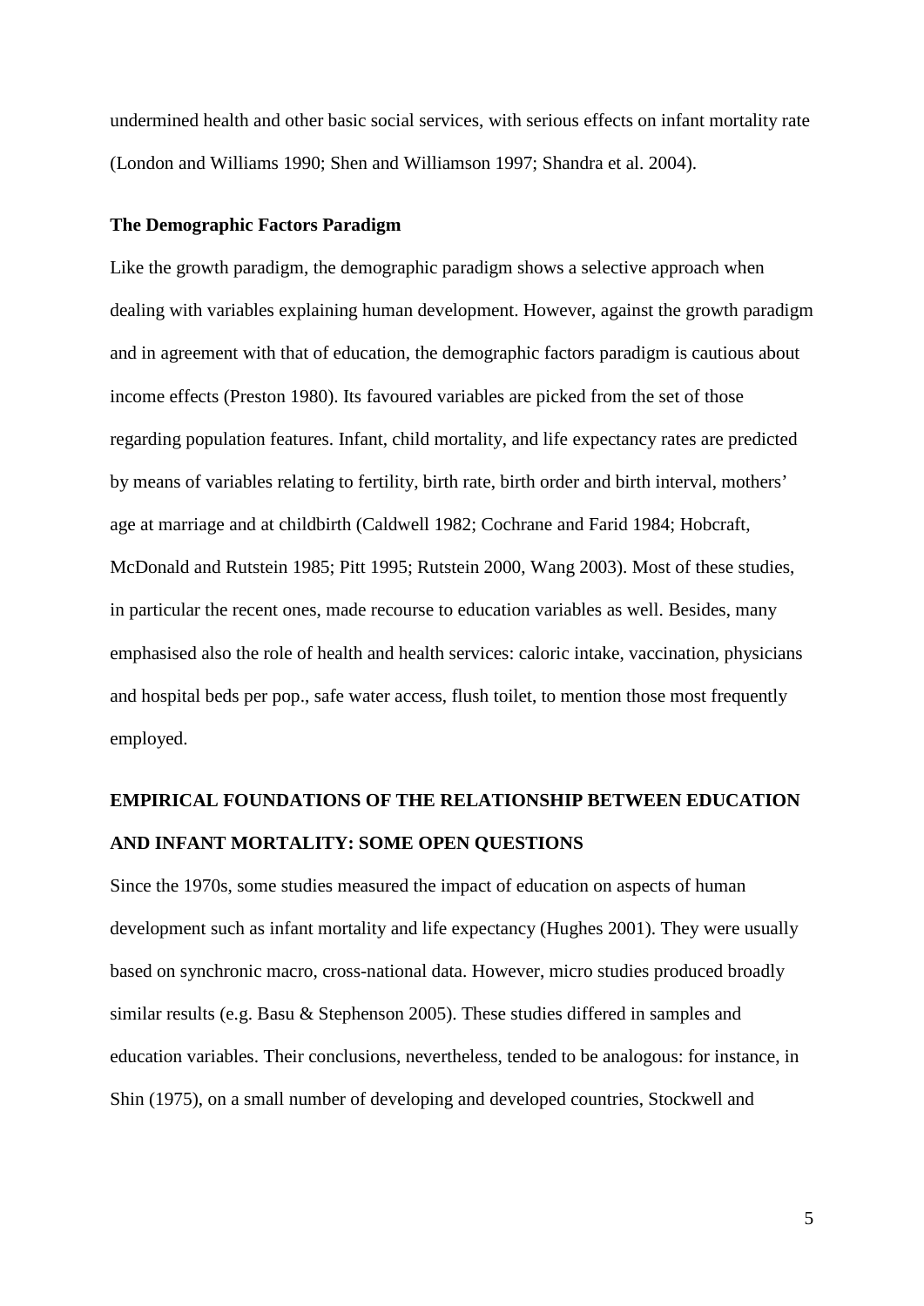undermined health and other basic social services, with serious effects on infant mortality rate (London and Williams 1990; Shen and Williamson 1997; Shandra et al. 2004).

### The Demographic Factors Paradigm

Like the growth paradigm, the demographic paradigm shows a selective approach when dealing with variables explaining human development. However, against the growth paradigm and in agreement with that of education, the demographic factors paradigm is cautious about income effects (Preston 1980). Its favoured variables are picked from the set of those regarding population features. Infant, child mortality, and life expectancy rates are predicted by means of variables relating to fertility, birth rate, birth order and birth interval, mothers' age at marriage and at childbirth (Caldwell 1982; Cochrane and Farid 1984; Hobcraft, McDonald and Rutstein 1985; Pitt 1995; Rutstein 2000, Wang 2003). Most of these studies, in particular the recent ones, made recourse to education variables as well. Besides, many emphasised also the role of health and health services: caloric intake, vaccination, physicians and hospital beds per pop., safe water access, flush toilet, to mention those most frequently employed.

## EMPIRICAL FOUNDATIONS OF THE RELATIONSHIP BETWEEN EDUCATION AND INFANT MORTALITY: SOME OPEN QUESTIONS

Since the 1970s, some studies measured the impact of education on aspects of human development such as infant mortality and life expectancy (Hughes 2001). They were usually based on synchronic macro, cross-national data. However, micro studies produced broadly similar results (e.g. Basu & Stephenson 2005). These studies differed in samples and education variables. Their conclusions, nevertheless, tended to be analogous: for instance, in Shin (1975), on a small number of developing and developed countries, Stockwell and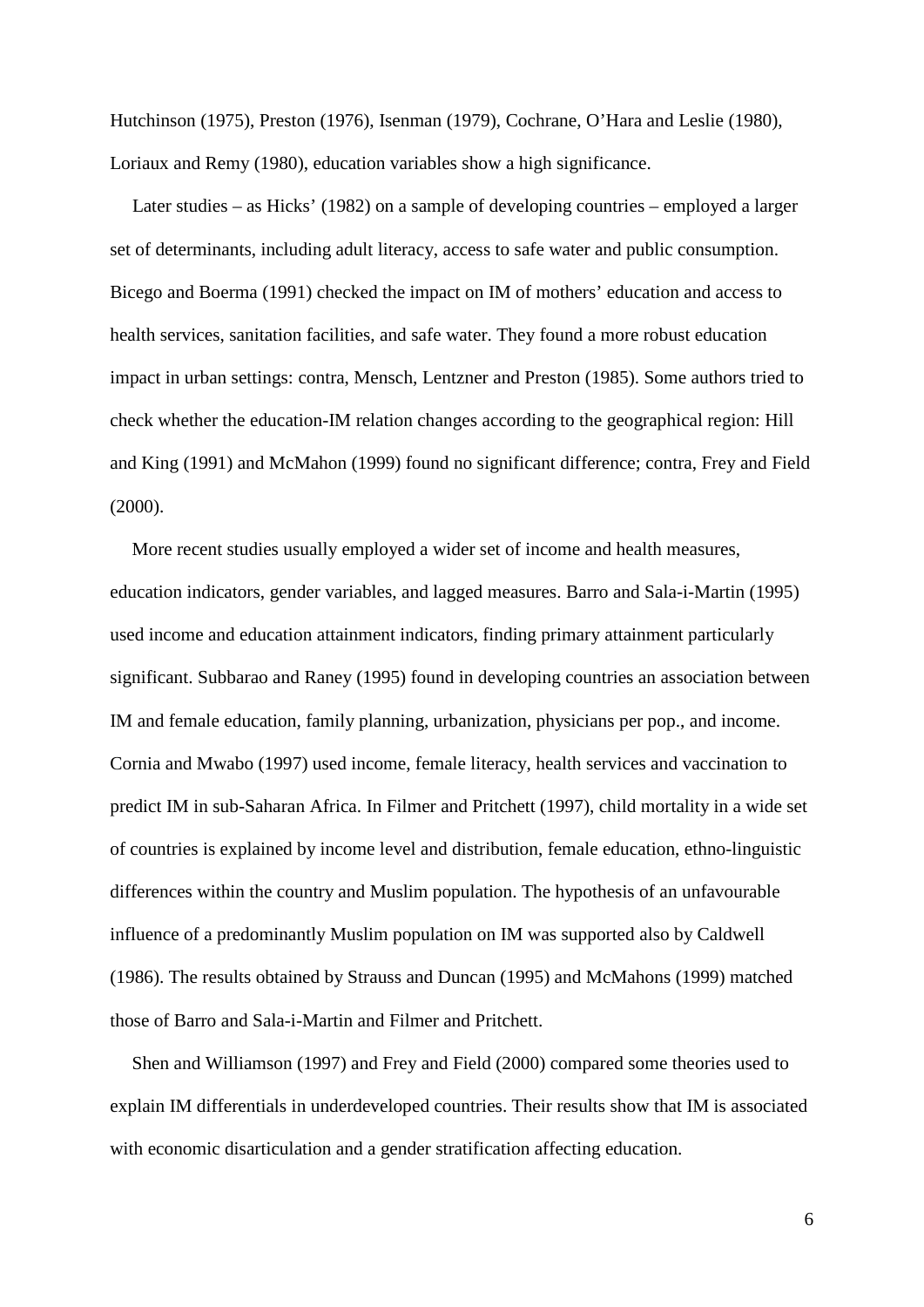Hutchinson (1975), Preston (1976), Isenman (1979), Cochrane, O'Hara and Leslie (1980), Loriaux and Remy (1980), education variables show a high significance.

Later studies – as Hicks' (1982) on a sample of developing countries – employed a larger set of determinants, including adult literacy, access to safe water and public consumption. Bicego and Boerma (1991) checked the impact on IM of mothers' education and access to health services, sanitation facilities, and safe water. They found a more robust education impact in urban settings: contra, Mensch, Lentzner and Preston (1985). Some authors tried to check whether the education-IM relation changes according to the geographical region: Hill and King (1991) and McMahon (1999) found no significant difference; contra, Frey and Field (2000).

More recent studies usually employed a wider set of income and health measures, education indicators, gender variables, and lagged measures. Barro and Sala-i-Martin (1995) used income and education attainment indicators, finding primary attainment particularly significant. Subbarao and Raney (1995) found in developing countries an association between IM and female education, family planning, urbanization, physicians per pop., and income. Cornia and Mwabo (1997) used income, female literacy, health services and vaccination to predict IM in sub-Saharan Africa. In Filmer and Pritchett (1997), child mortality in a wide set of countries is explained by income level and distribution, female education, ethno-linguistic differences within the country and Muslim population. The hypothesis of an unfavourable influence of a predominantly Muslim population on IM was supported also by Caldwell (1986). The results obtained by Strauss and Duncan (1995) and McMahons (1999) matched those of Barro and Sala-i-Martin and Filmer and Pritchett.

Shen and Williamson (1997) and Frey and Field (2000) compared some theories used to explain IM differentials in underdeveloped countries. Their results show that IM is associated with economic disarticulation and a gender stratification affecting education.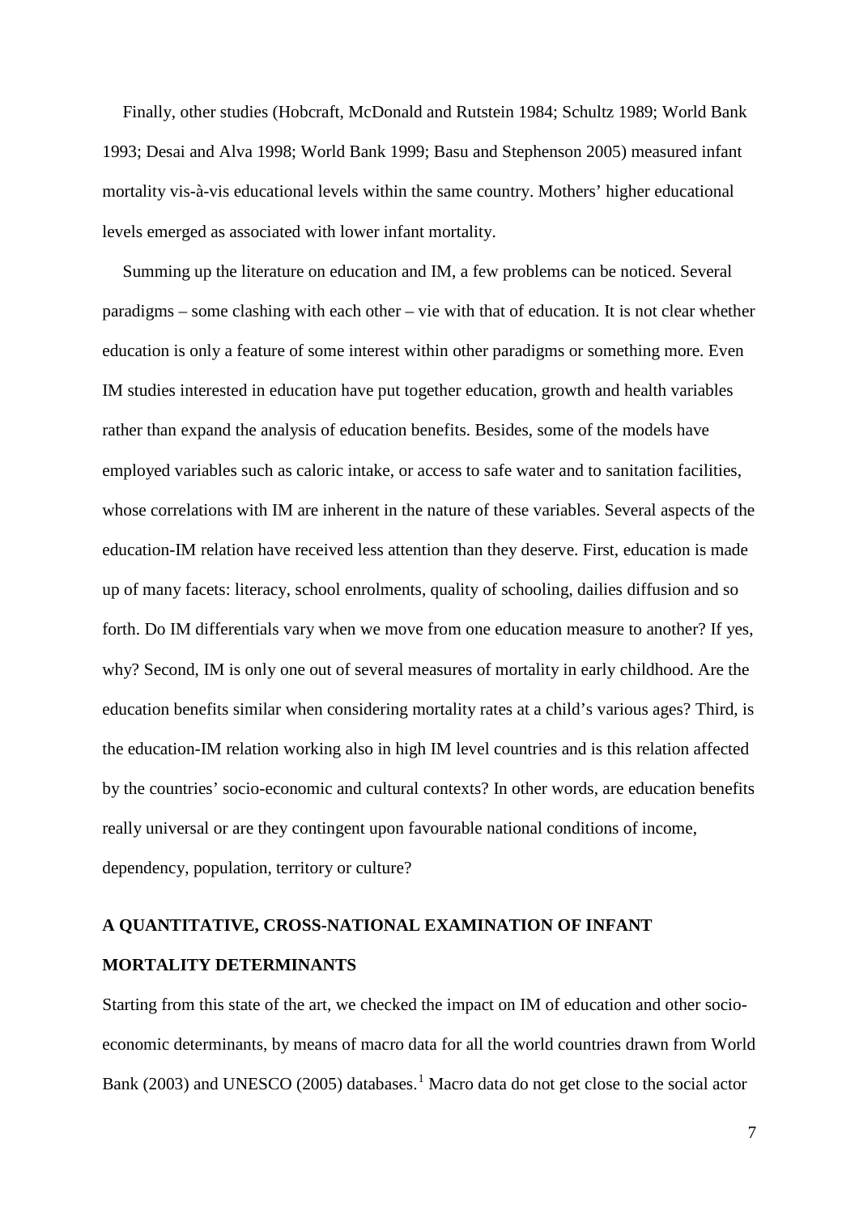Finally, other studies (Hobcraft, McDonald and Rutstein 1984; Schultz 1989; World Bank 1993; Desai and Alva 1998; World Bank 1999; Basu and Stephenson 2005) measured infant mortality vis-à-vis educational levels within the same country. Mothers' higher educational levels emerged as associated with lower infant mortality.

Summing up the literature on education and IM, a few problems can be noticed. Several paradigms – some clashing with each other – vie with that of education. It is not clear whether education is only a feature of some interest within other paradigms or something more. Even IM studies interested in education have put together education, growth and health variables rather than expand the analysis of education benefits. Besides, some of the models have employed variables such as caloric intake, or access to safe water and to sanitation facilities, whose correlations with IM are inherent in the nature of these variables. Several aspects of the education-IM relation have received less attention than they deserve. First, education is made up of many facets: literacy, school enrolments, quality of schooling, dailies diffusion and so forth. Do IM differentials vary when we move from one education measure to another? If yes, why? Second, IM is only one out of several measures of mortality in early childhood. Are the education benefits similar when considering mortality rates at a child's various ages? Third, is the education-IM relation working also in high IM level countries and is this relation affected by the countries' socio-economic and cultural contexts? In other words, are education benefits really universal or are they contingent upon favourable national conditions of income, dependency, population, territory or culture?

## A QUANTITATIVE, CROSS-NATIONAL EXAMINATION OF INFANT MORTALITY DETERMINANTS

Starting from this state of the art, we checked the impact on IM of education and other socio-economic determinants, by means of macro data for all the world countries drawn from World Bank (2003) and UNESCO (2005) databases.[1] Macro data do not get close to the social actor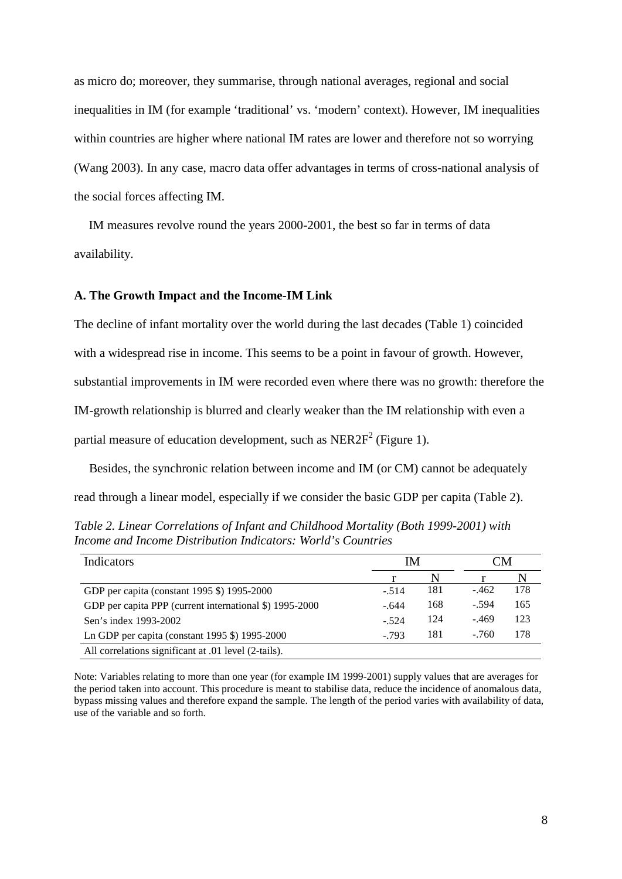as micro do; moreover, they summarise, through national averages, regional and social inequalities in IM (for example 'traditional' vs. 'modern' context). However, IM inequalities within countries are higher where national IM rates are lower and therefore not so worrying (Wang 2003). In any case, macro data offer advantages in terms of cross-national analysis of the social forces affecting IM.

IM measures revolve round the years 2000-2001, the best so far in terms of data availability.

### A. The Growth Impact and the Income-IM Link

The decline of infant mortality over the world during the last decades (Table 1) coincided with a widespread rise in income. This seems to be a point in favour of growth. However, substantial improvements in IM were recorded even where there was no growth: therefore the IM-growth relationship is blurred and clearly weaker than the IM relationship with even a partial measure of education development, such as $NER2F^2$ (Figure 1).

Besides, the synchronic relation between income and IM (or CM) cannot be adequately read through a linear model, especially if we consider the basic GDP per capita (Table 2).

*Table 2. Linear Correlations of Infant and Childhood Mortality (Both 1999-2001) with Income and Income Distribution Indicators: World's Countries*

| Indicators | IM | | CM | |
|---|---|---|---|---|
| | r | N | r | N |
| GDP per capita (constant 1995 \$) 1995-2000 | -.514 | 181 | -.462 | 178 |
| GDP per capita PPP (current international \$) 1995-2000 | -.644 | 168 | -.594 | 165 |
| Sen's index 1993-2002 | -.524 | 124 | -.469 | 123 |
| Ln GDP per capita (constant 1995 \$) 1995-2000 | -.793 | 181 | -.760 | 178 |
| All correlations significant at .01 level (2-tails). | | | | |

Note: Variables relating to more than one year (for example IM 1999-2001) supply values that are averages for the period taken into account. This procedure is meant to stabilise data, reduce the incidence of anomalous data, bypass missing values and therefore expand the sample. The length of the period varies with availability of data, use of the variable and so forth.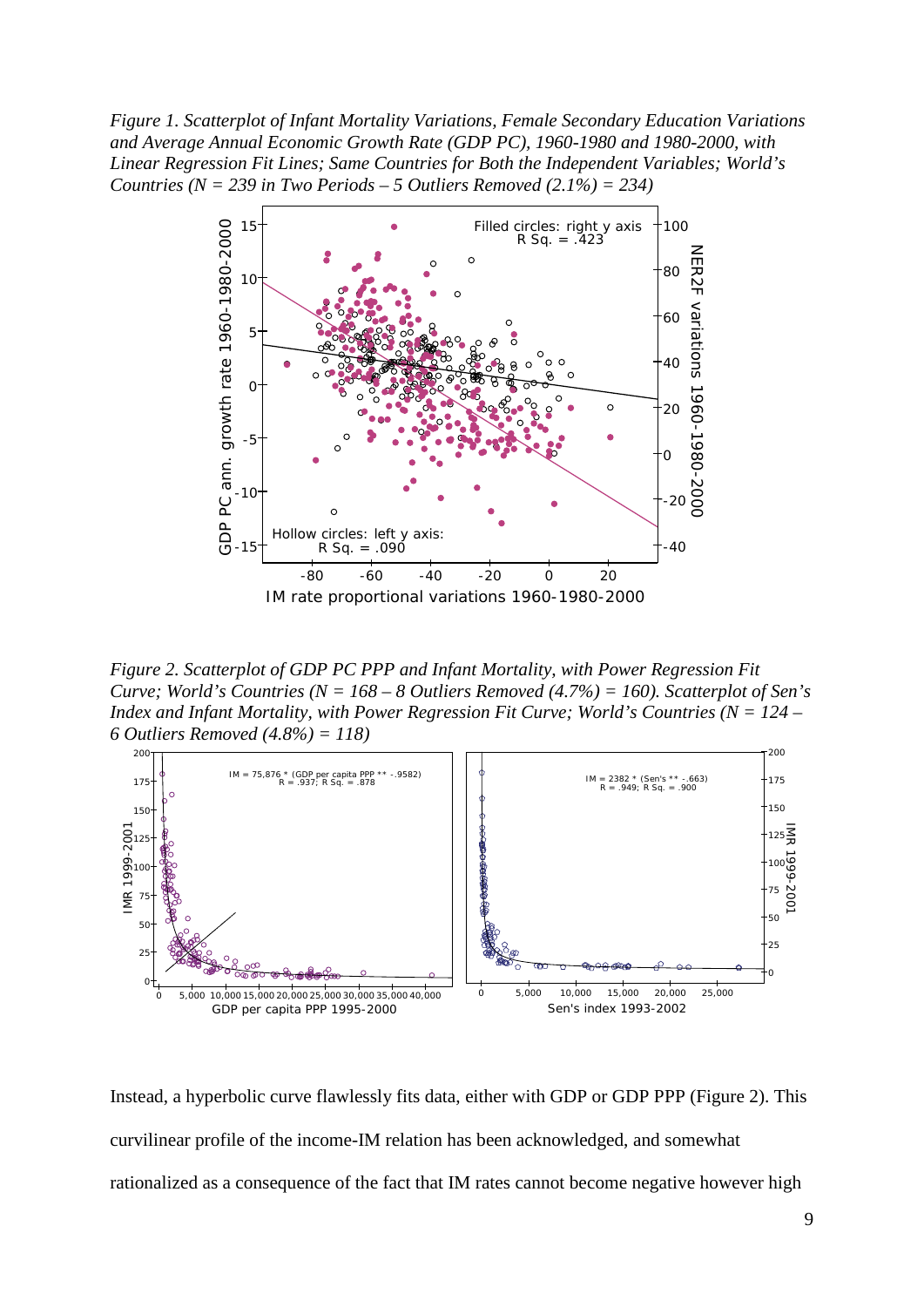*Figure 1. Scatterplot of Infant Mortality Variations, Female Secondary Education Variations and Average Annual Economic Growth Rate (GDP PC), 1960-1980 and 1980-2000, with Linear Regression Fit Lines; Same Countries for Both the Independent Variables; World's Countries (N = 239 in Two Periods – 5 Outliers Removed (2.1%) = 234)*

*Figure 2. Scatterplot of GDP PC PPP and Infant Mortality, with Power Regression Fit Curve; World's Countries (N = 168 – 8 Outliers Removed (4.7%) = 160). Scatterplot of Sen's Index and Infant Mortality, with Power Regression Fit Curve; World's Countries (N = 124 – 6 Outliers Removed (4.8%) = 118)*

Instead, a hyperbolic curve flawlessly fits data, either with GDP or GDP PPP (Figure 2). This curvilinear profile of the income-IM relation has been acknowledged, and somewhat rationalized as a consequence of the fact that IM rates cannot become negative however high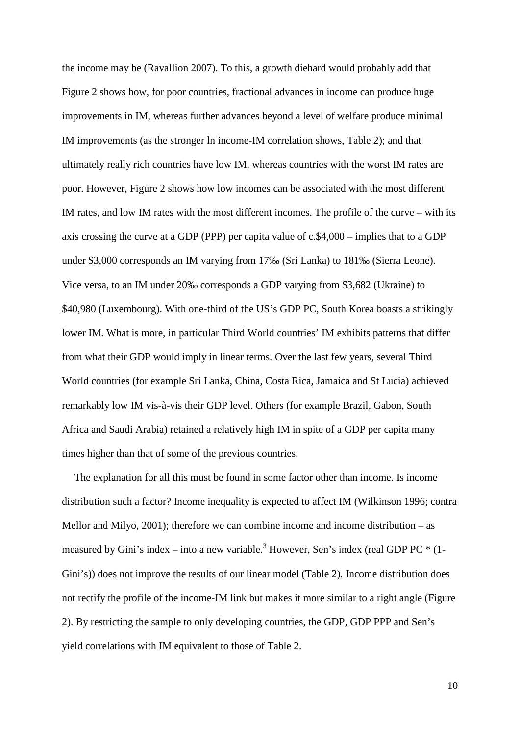the income may be (Ravallion 2007). To this, a growth diehard would probably add that Figure 2 shows how, for poor countries, fractional advances in income can produce huge improvements in IM, whereas further advances beyond a level of welfare produce minimal IM improvements (as the stronger ln income-IM correlation shows, Table 2); and that ultimately really rich countries have low IM, whereas countries with the worst IM rates are poor. However, Figure 2 shows how low incomes can be associated with the most different IM rates, and low IM rates with the most different incomes. The profile of the curve – with its axis crossing the curve at a GDP (PPP) per capita value of c.$4,000 – implies that to a GDP under $3,000 corresponds an IM varying from 17‰ (Sri Lanka) to 181‰ (Sierra Leone). Vice versa, to an IM under 20‰ corresponds a GDP varying from $3,682 (Ukraine) to $40,980 (Luxembourg). With one-third of the US's GDP PC, South Korea boasts a strikingly lower IM. What is more, in particular Third World countries' IM exhibits patterns that differ from what their GDP would imply in linear terms. Over the last few years, several Third World countries (for example Sri Lanka, China, Costa Rica, Jamaica and St Lucia) achieved remarkably low IM vis-à-vis their GDP level. Others (for example Brazil, Gabon, South Africa and Saudi Arabia) retained a relatively high IM in spite of a GDP per capita many times higher than that of some of the previous countries.

The explanation for all this must be found in some factor other than income. Is income distribution such a factor? Income inequality is expected to affect IM (Wilkinson 1996; contra Mellor and Milyo, 2001); therefore we can combine income and income distribution – as measured by Gini's index – into a new variable.[3] However, Sen's index (real GDP PC * (1-Gini's)) does not improve the results of our linear model (Table 2). Income distribution does not rectify the profile of the income-IM link but makes it more similar to a right angle (Figure 2). By restricting the sample to only developing countries, the GDP, GDP PPP and Sen's yield correlations with IM equivalent to those of Table 2.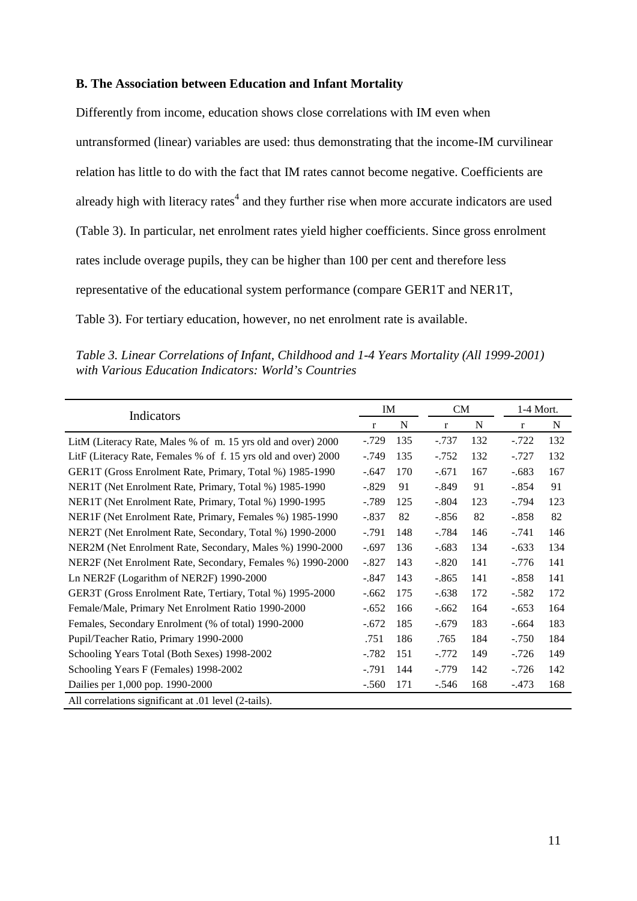### B. The Association between Education and Infant Mortality

Differently from income, education shows close correlations with IM even when untransformed (linear) variables are used: thus demonstrating that the income-IM curvilinear relation has little to do with the fact that IM rates cannot become negative. Coefficients are already high with literacy rates[4] and they further rise when more accurate indicators are used (Table 3). In particular, net enrolment rates yield higher coefficients. Since gross enrolment rates include overage pupils, they can be higher than 100 per cent and therefore less representative of the educational system performance (compare GER1T and NER1T, Table 3). For tertiary education, however, no net enrolment rate is available.

*Table 3. Linear Correlations of Infant, Childhood and 1-4 Years Mortality (All 1999-2001) with Various Education Indicators: World's Countries*

| Indicators | IM | | CM | | 1-4 Mort. | |
|---|---|---|---|---|---|---|
| | r | N | r | N | r | N |
| LitM (Literacy Rate, Males % of m. 15 yrs old and over) 2000 | -.729 | 135 | -.737 | 132 | -.722 | 132 |
| LitF (Literacy Rate, Females % of f. 15 yrs old and over) 2000 | -.749 | 135 | -.752 | 132 | -.727 | 132 |
| GER1T (Gross Enrolment Rate, Primary, Total %) 1985-1990 | -.647 | 170 | -.671 | 167 | -.683 | 167 |
| NER1T (Net Enrolment Rate, Primary, Total %) 1985-1990 | -.829 | 91 | -.849 | 91 | -.854 | 91 |
| NER1T (Net Enrolment Rate, Primary, Total %) 1990-1995 | -.789 | 125 | -.804 | 123 | -.794 | 123 |
| NER1F (Net Enrolment Rate, Primary, Females %) 1985-1990 | -.837 | 82 | -.856 | 82 | -.858 | 82 |
| NER2T (Net Enrolment Rate, Secondary, Total %) 1990-2000 | -.791 | 148 | -.784 | 146 | -.741 | 146 |
| NER2M (Net Enrolment Rate, Secondary, Males %) 1990-2000 | -.697 | 136 | -.683 | 134 | -.633 | 134 |
| NER2F (Net Enrolment Rate, Secondary, Females %) 1990-2000 | -.827 | 143 | -.820 | 141 | -.776 | 141 |
| Ln NER2F (Logarithm of NER2F) 1990-2000 | -.847 | 143 | -.865 | 141 | -.858 | 141 |
| GER3T (Gross Enrolment Rate, Tertiary, Total %) 1995-2000 | -.662 | 175 | -.638 | 172 | -.582 | 172 |
| Female/Male, Primary Net Enrolment Ratio 1990-2000 | -.652 | 166 | -.662 | 164 | -.653 | 164 |
| Females, Secondary Enrolment (% of total) 1990-2000 | -.672 | 185 | -.679 | 183 | -.664 | 183 |
| Pupil/Teacher Ratio, Primary 1990-2000 | .751 | 186 | .765 | 184 | -.750 | 184 |
| Schooling Years Total (Both Sexes) 1998-2002 | -.782 | 151 | -.772 | 149 | -.726 | 149 |
| Schooling Years F (Females) 1998-2002 | -.791 | 144 | -.779 | 142 | -.726 | 142 |
| Dailies per 1,000 pop. 1990-2000 | -.560 | 171 | -.546 | 168 | -.473 | 168 |

All correlations significant at .01 level (2-tails).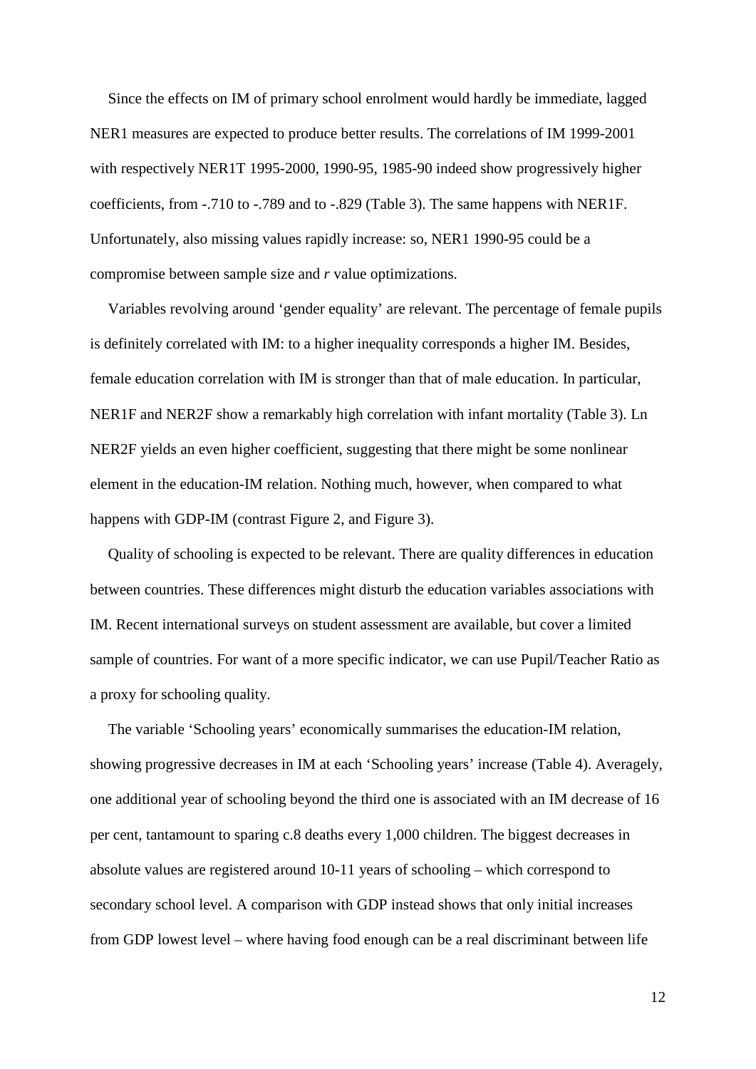Since the effects on IM of primary school enrolment would hardly be immediate, lagged NER1 measures are expected to produce better results. The correlations of IM 1999-2001 with respectively NER1T 1995-2000, 1990-95, 1985-90 indeed show progressively higher coefficients, from -.710 to -.789 and to -.829 (Table 3). The same happens with NER1F. Unfortunately, also missing values rapidly increase: so, NER1 1990-95 could be a compromise between sample size and *r* value optimizations.

Variables revolving around 'gender equality' are relevant. The percentage of female pupils is definitely correlated with IM: to a higher inequality corresponds a higher IM. Besides, female education correlation with IM is stronger than that of male education. In particular, NER1F and NER2F show a remarkably high correlation with infant mortality (Table 3). Ln NER2F yields an even higher coefficient, suggesting that there might be some nonlinear element in the education-IM relation. Nothing much, however, when compared to what happens with GDP-IM (contrast Figure 2, and Figure 3).

Quality of schooling is expected to be relevant. There are quality differences in education between countries. These differences might disturb the education variables associations with IM. Recent international surveys on student assessment are available, but cover a limited sample of countries. For want of a more specific indicator, we can use Pupil/Teacher Ratio as a proxy for schooling quality.

The variable 'Schooling years' economically summarises the education-IM relation, showing progressive decreases in IM at each 'Schooling years' increase (Table 4). Averagely, one additional year of schooling beyond the third one is associated with an IM decrease of 16 per cent, tantamount to sparing c.8 deaths every 1,000 children. The biggest decreases in absolute values are registered around 10-11 years of schooling – which correspond to secondary school level. A comparison with GDP instead shows that only initial increases from GDP lowest level – where having food enough can be a real discriminant between life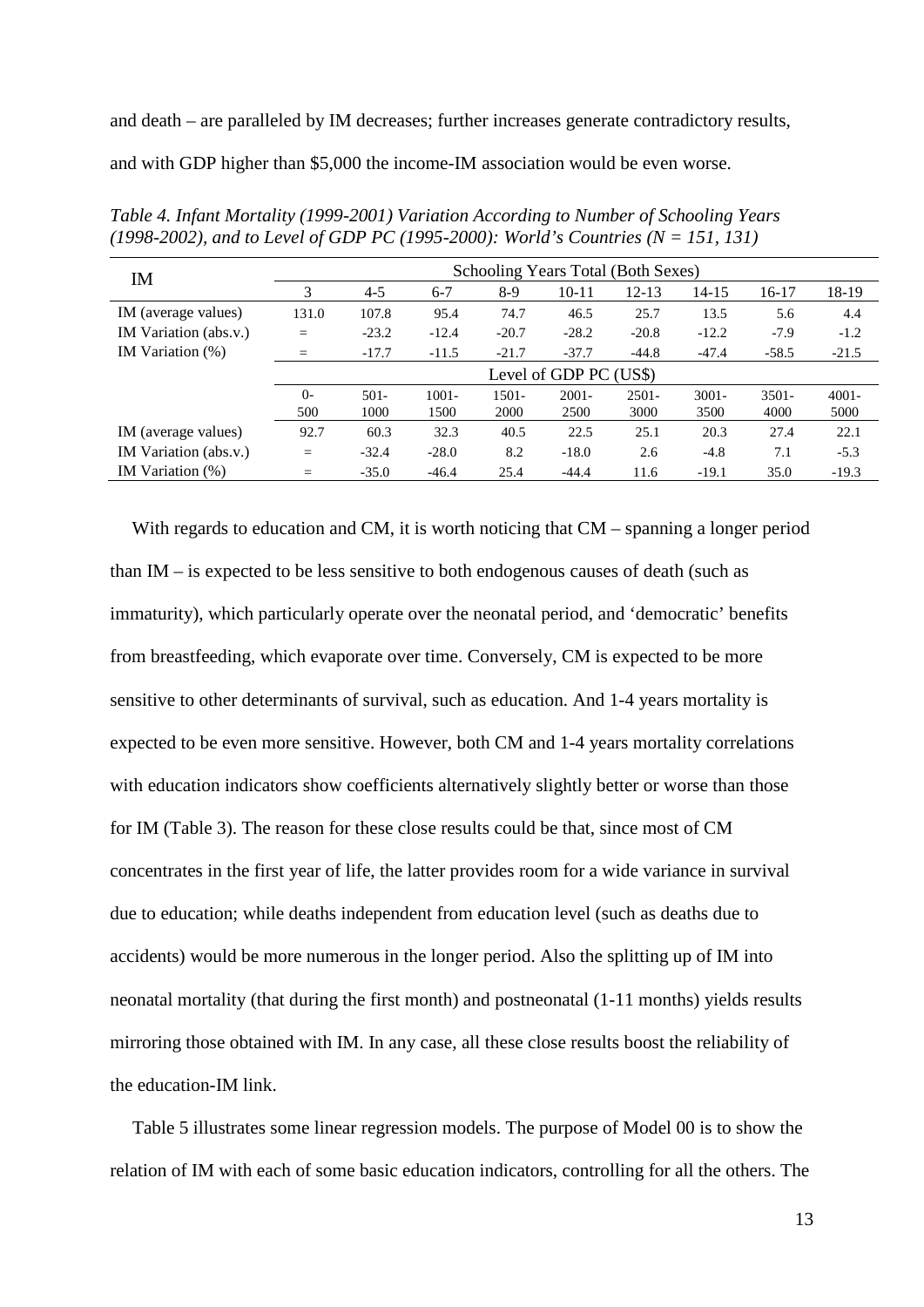and death – are paralleled by IM decreases; further increases generate contradictory results, and with GDP higher than $5,000 the income-IM association would be even worse.

*Table 4. Infant Mortality (1999-2001) Variation According to Number of Schooling Years (1998-2002), and to Level of GDP PC (1995-2000): World's Countries (N = 151, 131)*

| IM | Schooling Years Total (Both Sexes) | | | | | | | | |
|---|---|---|---|---|---|---|---|---|---|
| | 3 | 4-5 | 6-7 | 8-9 | 10-11 | 12-13 | 14-15 | 16-17 | 18-19 |
| IM (average values) | 131.0 | 107.8 | 95.4 | 74.7 | 46.5 | 25.7 | 13.5 | 5.6 | 4.4 |
| IM Variation (abs.v.) | = | -23.2 | -12.4 | -20.7 | -28.2 | -20.8 | -12.2 | -7.9 | -1.2 |
| IM Variation (%) | = | -17.7 | -11.5 | -21.7 | -37.7 | -44.8 | -47.4 | -58.5 | -21.5 |
| | Level of GDP PC (US$) | | | | | | | | |
| | 0-500 | 501-1000 | 1001-1500 | 1501-2000 | 2001-2500 | 2501-3000 | 3001-3500 | 3501-4000 | 4001-5000 |
| IM (average values) | 92.7 | 60.3 | 32.3 | 40.5 | 22.5 | 25.1 | 20.3 | 27.4 | 22.1 |
| IM Variation (abs.v.) | = | -32.4 | -28.0 | 8.2 | -18.0 | 2.6 | -4.8 | 7.1 | -5.3 |
| IM Variation (%) | = | -35.0 | -46.4 | 25.4 | -44.4 | 11.6 | -19.1 | 35.0 | -19.3 |

With regards to education and CM, it is worth noticing that CM – spanning a longer period than IM – is expected to be less sensitive to both endogenous causes of death (such as immaturity), which particularly operate over the neonatal period, and 'democratic' benefits from breastfeeding, which evaporate over time. Conversely, CM is expected to be more sensitive to other determinants of survival, such as education. And 1-4 years mortality is expected to be even more sensitive. However, both CM and 1-4 years mortality correlations with education indicators show coefficients alternatively slightly better or worse than those for IM (Table 3). The reason for these close results could be that, since most of CM concentrates in the first year of life, the latter provides room for a wide variance in survival due to education; while deaths independent from education level (such as deaths due to accidents) would be more numerous in the longer period. Also the splitting up of IM into neonatal mortality (that during the first month) and postneonatal (1-11 months) yields results mirroring those obtained with IM. In any case, all these close results boost the reliability of the education-IM link.

Table 5 illustrates some linear regression models. The purpose of Model 00 is to show the relation of IM with each of some basic education indicators, controlling for all the others. The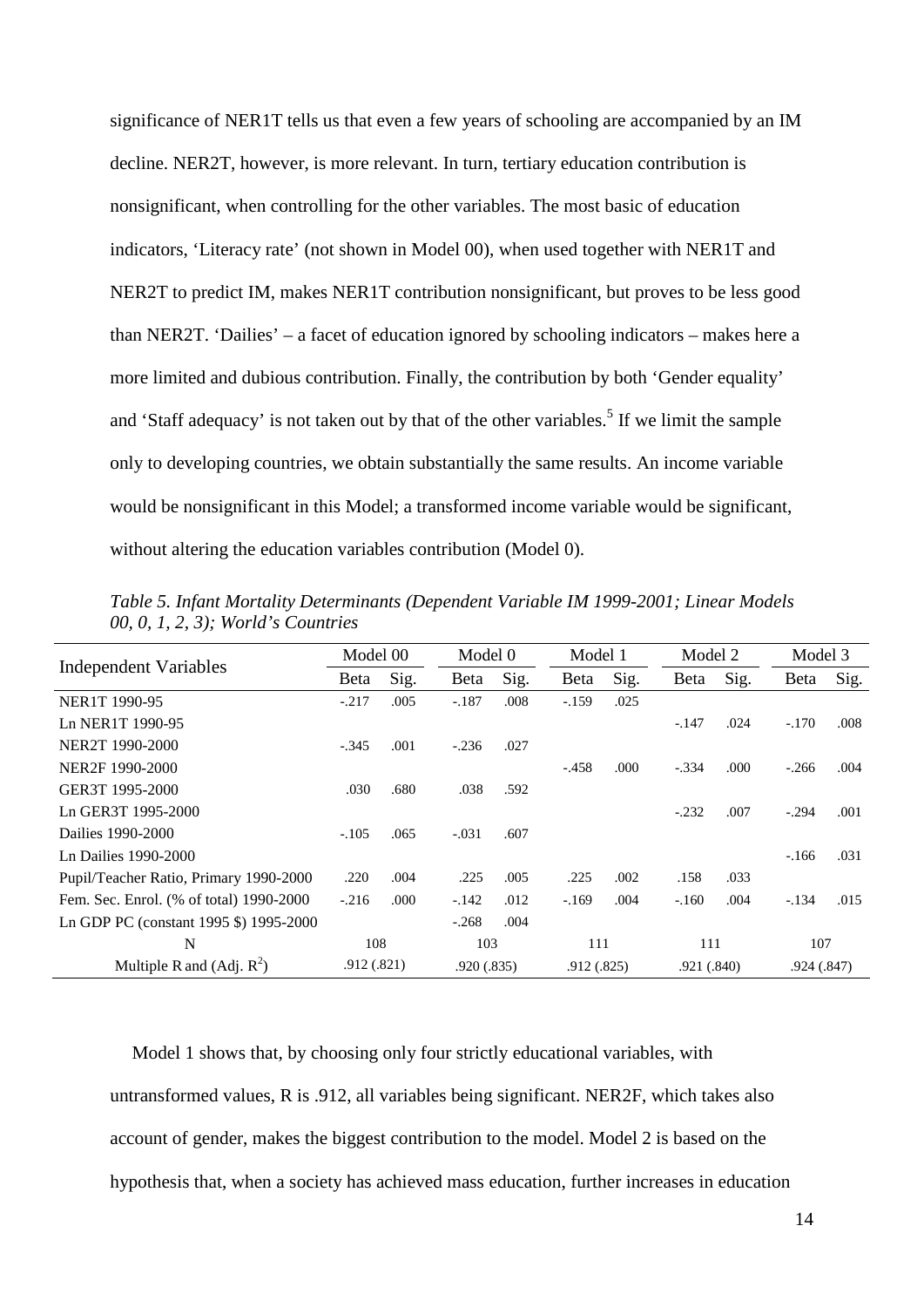significance of NER1T tells us that even a few years of schooling are accompanied by an IM decline. NER2T, however, is more relevant. In turn, tertiary education contribution is nonsignificant, when controlling for the other variables. The most basic of education indicators, 'Literacy rate' (not shown in Model 00), when used together with NER1T and NER2T to predict IM, makes NER1T contribution nonsignificant, but proves to be less good than NER2T. 'Dailies' – a facet of education ignored by schooling indicators – makes here a more limited and dubious contribution. Finally, the contribution by both 'Gender equality' and 'Staff adequacy' is not taken out by that of the other variables.[5] If we limit the sample only to developing countries, we obtain substantially the same results. An income variable would be nonsignificant in this Model; a transformed income variable would be significant, without altering the education variables contribution (Model 0).

*Table 5. Infant Mortality Determinants (Dependent Variable IM 1999-2001; Linear Models 00, 0, 1, 2, 3); World's Countries*

| Independent Variables | Model 00 | | Model 0 | | Model 1 | | Model 2 | | Model 3 | |
|---|---|---|---|---|---|---|---|---|---|---|
| | Beta | Sig. | Beta | Sig. | Beta | Sig. | Beta | Sig. | Beta | Sig. |
| NER1T 1990-95 | -.217 | .005 | -.187 | .008 | -.159 | .025 | | | | |
| Ln NER1T 1990-95 | | | | | | | -.147 | .024 | -.170 | .008 |
| NER2T 1990-2000 | -.345 | .001 | -.236 | .027 | | | | | | |
| NER2F 1990-2000 | | | | | -.458 | .000 | -.334 | .000 | -.266 | .004 |
| GER3T 1995-2000 | .030 | .680 | .038 | .592 | | | | | | |
| Ln GER3T 1995-2000 | | | | | | | -.232 | .007 | -.294 | .001 |
| Dailies 1990-2000 | -.105 | .065 | -.031 | .607 | | | | | | |
| Ln Dailies 1990-2000 | | | | | | | | | -.166 | .031 |
| Pupil/Teacher Ratio, Primary 1990-2000 | .220 | .004 | .225 | .005 | .225 | .002 | .158 | .033 | | |
| Fem. Sec. Enrol. (% of total) 1990-2000 | -.216 | .000 | -.142 | .012 | -.169 | .004 | -.160 | .004 | -.134 | .015 |
| Ln GDP PC (constant 1995 $) 1995-2000 | | | -.268 | .004 | | | | | | |
| N | 108 | | 103 | | 111 | | 111 | | 107 | |
| Multiple R and (Adj. $R^2$) | .912 (.821) | | .920 (.835) | | .912 (.825) | | .921 (.840) | | .924 (.847) | |

Model 1 shows that, by choosing only four strictly educational variables, with untransformed values, R is .912, all variables being significant. NER2F, which takes also account of gender, makes the biggest contribution to the model. Model 2 is based on the hypothesis that, when a society has achieved mass education, further increases in education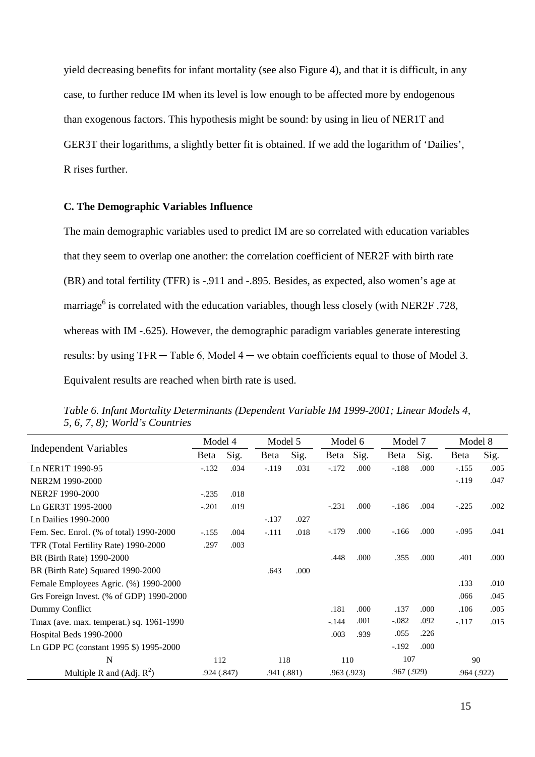yield decreasing benefits for infant mortality (see also Figure 4), and that it is difficult, in any case, to further reduce IM when its level is low enough to be affected more by endogenous than exogenous factors. This hypothesis might be sound: by using in lieu of NER1T and GER3T their logarithms, a slightly better fit is obtained. If we add the logarithm of 'Dailies', R rises further.

### C. The Demographic Variables Influence

The main demographic variables used to predict IM are so correlated with education variables that they seem to overlap one another: the correlation coefficient of NER2F with birth rate (BR) and total fertility (TFR) is -.911 and -.895. Besides, as expected, also women's age at marriage[6] is correlated with the education variables, though less closely (with NER2F .728, whereas with IM -.625). However, the demographic paradigm variables generate interesting results: by using TFR ─ Table 6, Model 4 ─ we obtain coefficients equal to those of Model 3. Equivalent results are reached when birth rate is used.

*Table 6. Infant Mortality Determinants (Dependent Variable IM 1999-2001; Linear Models 4, 5, 6, 7, 8); World's Countries*

| Independent Variables | Model 4 | | Model 5 | | Model 6 | | Model 7 | | Model 8 | |
|---|---|---|---|---|---|---|---|---|---|---|
| | Beta | Sig. | Beta | Sig. | Beta | Sig. | Beta | Sig. | Beta | Sig. |
| Ln NER1T 1990-95 | -.132 | .034 | -.119 | .031 | -.172 | .000 | -.188 | .000 | -.155 | .005 |
| NER2M 1990-2000 | | | | | | | | | -.119 | .047 |
| NER2F 1990-2000 | -.235 | .018 | | | | | | | | |
| Ln GER3T 1995-2000 | -.201 | .019 | | | -.231 | .000 | -.186 | .004 | -.225 | .002 |
| Ln Dailies 1990-2000 | | | -.137 | .027 | | | | | | |
| Fem. Sec. Enrol. (% of total) 1990-2000 | -.155 | .004 | -.111 | .018 | -.179 | .000 | -.166 | .000 | -.095 | .041 |
| TFR (Total Fertility Rate) 1990-2000 | .297 | .003 | | | | | | | | |
| BR (Birth Rate) 1990-2000 | | | | | .448 | .000 | .355 | .000 | .401 | .000 |
| BR (Birth Rate) Squared 1990-2000 | | | .643 | .000 | | | | | | |
| Female Employees Agric. (%) 1990-2000 | | | | | | | | | .133 | .010 |
| Grs Foreign Invest. (% of GDP) 1990-2000 | | | | | | | | | .066 | .045 |
| Dummy Conflict | | | | | .181 | .000 | .137 | .000 | .106 | .005 |
| Tmax (ave. max. temperat.) sq. 1961-1990 | | | | | -.144 | .001 | -.082 | .092 | -.117 | .015 |
| Hospital Beds 1990-2000 | | | | | .003 | .939 | .055 | .226 | | |
| Ln GDP PC (constant 1995 $) 1995-2000 | | | | | | | -.192 | .000 | | |
| N | 112 | | 118 | | 110 | | 107 | | 90 | |
| Multiple R and (Adj. $R^2$) | .924 (.847) | | .941 (.881) | | .963 (.923) | | .967 (.929) | | .964 (.922) | |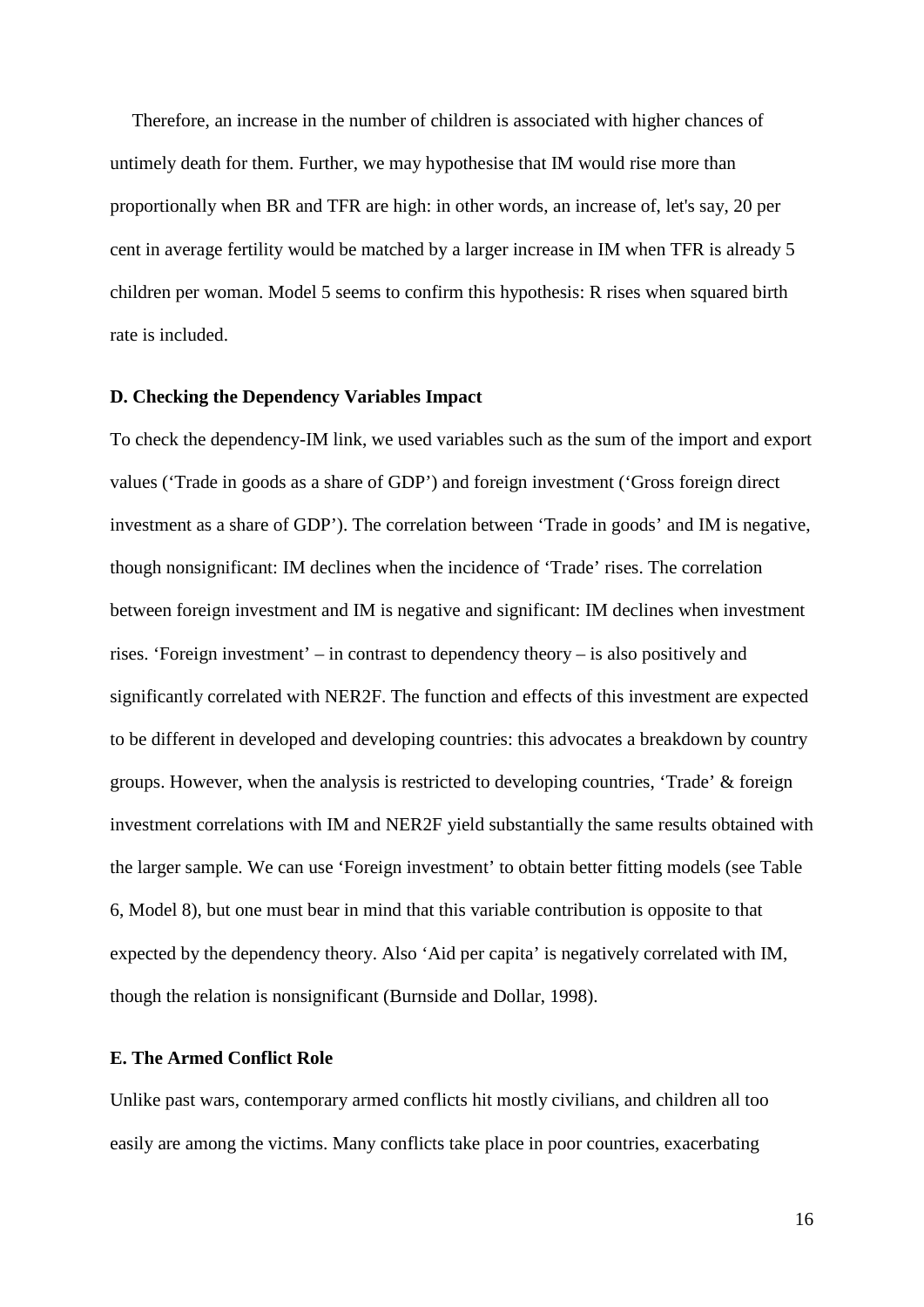Therefore, an increase in the number of children is associated with higher chances of untimely death for them. Further, we may hypothesise that IM would rise more than proportionally when BR and TFR are high: in other words, an increase of, let's say, 20 per cent in average fertility would be matched by a larger increase in IM when TFR is already 5 children per woman. Model 5 seems to confirm this hypothesis: R rises when squared birth rate is included.

### D. Checking the Dependency Variables Impact

To check the dependency-IM link, we used variables such as the sum of the import and export values ('Trade in goods as a share of GDP') and foreign investment ('Gross foreign direct investment as a share of GDP'). The correlation between 'Trade in goods' and IM is negative, though nonsignificant: IM declines when the incidence of 'Trade' rises. The correlation between foreign investment and IM is negative and significant: IM declines when investment rises. 'Foreign investment' – in contrast to dependency theory – is also positively and significantly correlated with NER2F. The function and effects of this investment are expected to be different in developed and developing countries: this advocates a breakdown by country groups. However, when the analysis is restricted to developing countries, 'Trade' & foreign investment correlations with IM and NER2F yield substantially the same results obtained with the larger sample. We can use 'Foreign investment' to obtain better fitting models (see Table 6, Model 8), but one must bear in mind that this variable contribution is opposite to that expected by the dependency theory. Also 'Aid per capita' is negatively correlated with IM, though the relation is nonsignificant (Burnside and Dollar, 1998).

### E. The Armed Conflict Role

Unlike past wars, contemporary armed conflicts hit mostly civilians, and children all too easily are among the victims. Many conflicts take place in poor countries, exacerbating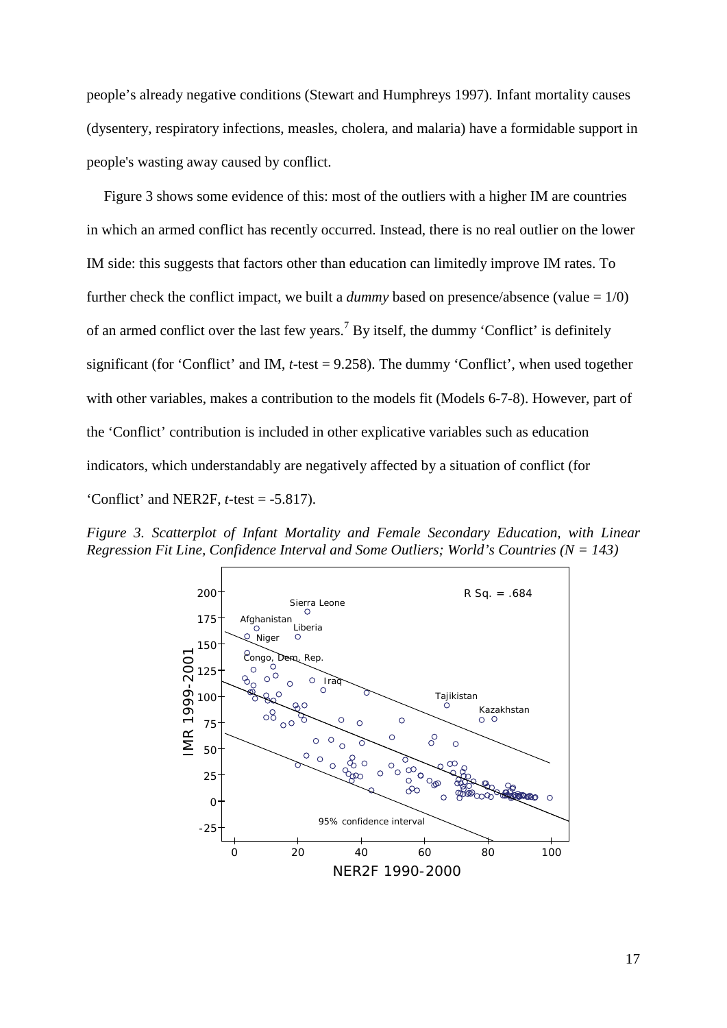people's already negative conditions (Stewart and Humphreys 1997). Infant mortality causes (dysentery, respiratory infections, measles, cholera, and malaria) have a formidable support in people's wasting away caused by conflict.

Figure 3 shows some evidence of this: most of the outliers with a higher IM are countries in which an armed conflict has recently occurred. Instead, there is no real outlier on the lower IM side: this suggests that factors other than education can limitedly improve IM rates. To further check the conflict impact, we built a *dummy* based on presence/absence (value = 1/0) of an armed conflict over the last few years.[7] By itself, the dummy 'Conflict' is definitely significant (for 'Conflict' and IM, *t*-test = 9.258). The dummy 'Conflict', when used together with other variables, makes a contribution to the models fit (Models 6-7-8). However, part of the 'Conflict' contribution is included in other explicative variables such as education indicators, which understandably are negatively affected by a situation of conflict (for 'Conflict' and NER2F, *t*-test = -5.817).

*Figure 3. Scatterplot of Infant Mortality and Female Secondary Education, with Linear Regression Fit Line, Confidence Interval and Some Outliers; World's Countries (N = 143)*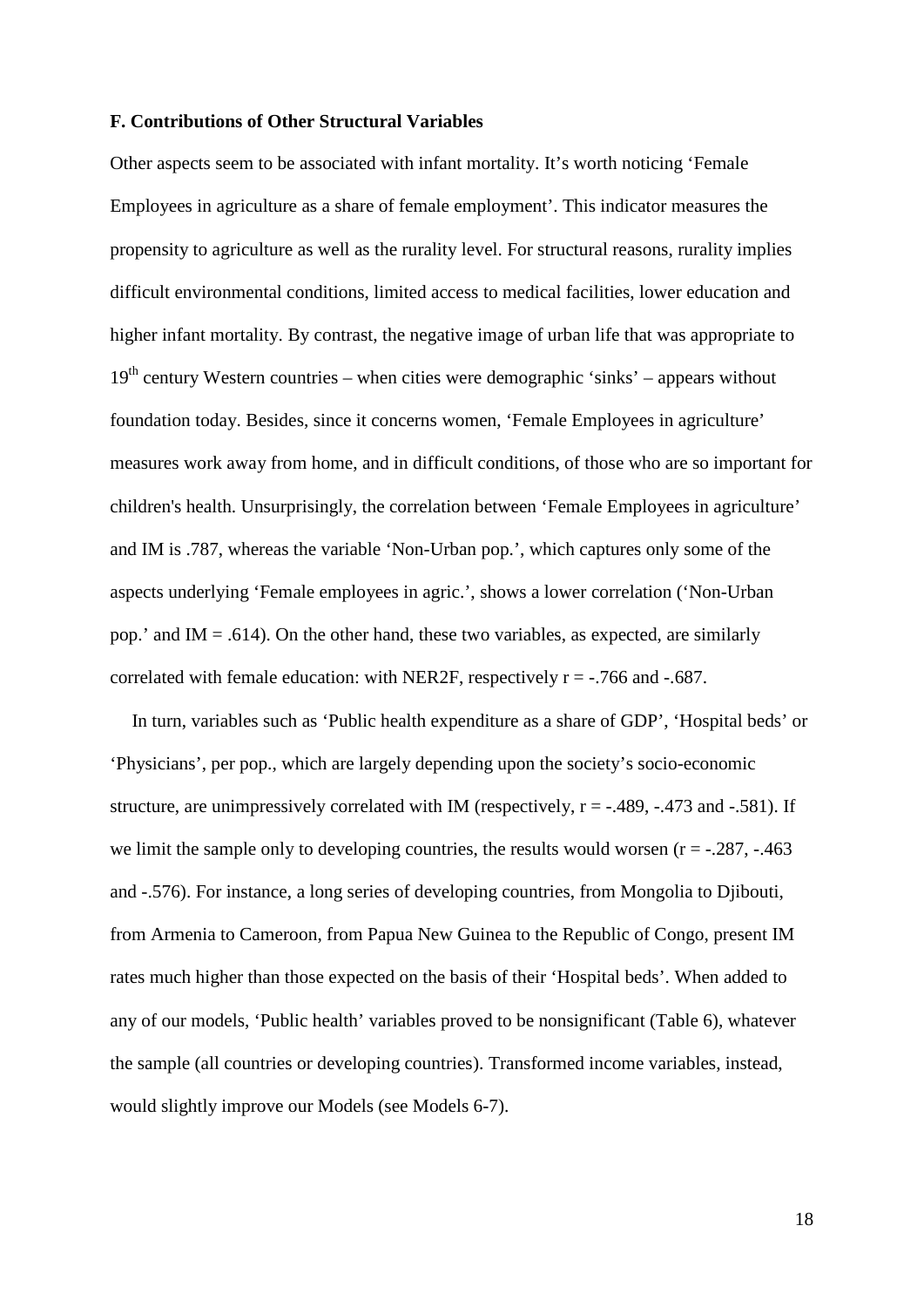### F. Contributions of Other Structural Variables

Other aspects seem to be associated with infant mortality. It's worth noticing 'Female Employees in agriculture as a share of female employment'. This indicator measures the propensity to agriculture as well as the rurality level. For structural reasons, rurality implies difficult environmental conditions, limited access to medical facilities, lower education and higher infant mortality. By contrast, the negative image of urban life that was appropriate to 19th century Western countries – when cities were demographic 'sinks' – appears without foundation today. Besides, since it concerns women, 'Female Employees in agriculture' measures work away from home, and in difficult conditions, of those who are so important for children's health. Unsurprisingly, the correlation between 'Female Employees in agriculture' and IM is .787, whereas the variable 'Non-Urban pop.', which captures only some of the aspects underlying 'Female employees in agric.', shows a lower correlation ('Non-Urban pop.' and IM = .614). On the other hand, these two variables, as expected, are similarly correlated with female education: with NER2F, respectively r = -.766 and -.687.

In turn, variables such as 'Public health expenditure as a share of GDP', 'Hospital beds' or 'Physicians', per pop., which are largely depending upon the society's socio-economic structure, are unimpressively correlated with IM (respectively, r = -.489, -.473 and -.581). If we limit the sample only to developing countries, the results would worsen (r = -.287, -.463 and -.576). For instance, a long series of developing countries, from Mongolia to Djibouti, from Armenia to Cameroon, from Papua New Guinea to the Republic of Congo, present IM rates much higher than those expected on the basis of their 'Hospital beds'. When added to any of our models, 'Public health' variables proved to be nonsignificant (Table 6), whatever the sample (all countries or developing countries). Transformed income variables, instead, would slightly improve our Models (see Models 6-7).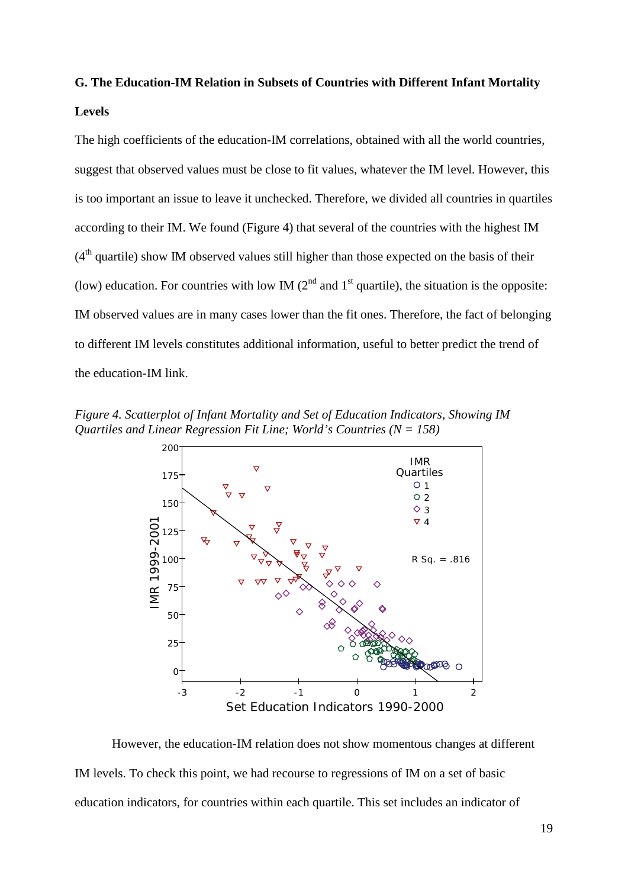### G. The Education-IM Relation in Subsets of Countries with Different Infant Mortality Levels

The high coefficients of the education-IM correlations, obtained with all the world countries, suggest that observed values must be close to fit values, whatever the IM level. However, this is too important an issue to leave it unchecked. Therefore, we divided all countries in quartiles according to their IM. We found (Figure 4) that several of the countries with the highest IM ($4^{th}$ quartile) show IM observed values still higher than those expected on the basis of their (low) education. For countries with low IM ($2^{nd}$ and $1^{st}$ quartile), the situation is the opposite: IM observed values are in many cases lower than the fit ones. Therefore, the fact of belonging to different IM levels constitutes additional information, useful to better predict the trend of the education-IM link.

*Figure 4. Scatterplot of Infant Mortality and Set of Education Indicators, Showing IM Quartiles and Linear Regression Fit Line; World's Countries (N = 158)*

However, the education-IM relation does not show momentous changes at different IM levels. To check this point, we had recourse to regressions of IM on a set of basic education indicators, for countries within each quartile. This set includes an indicator of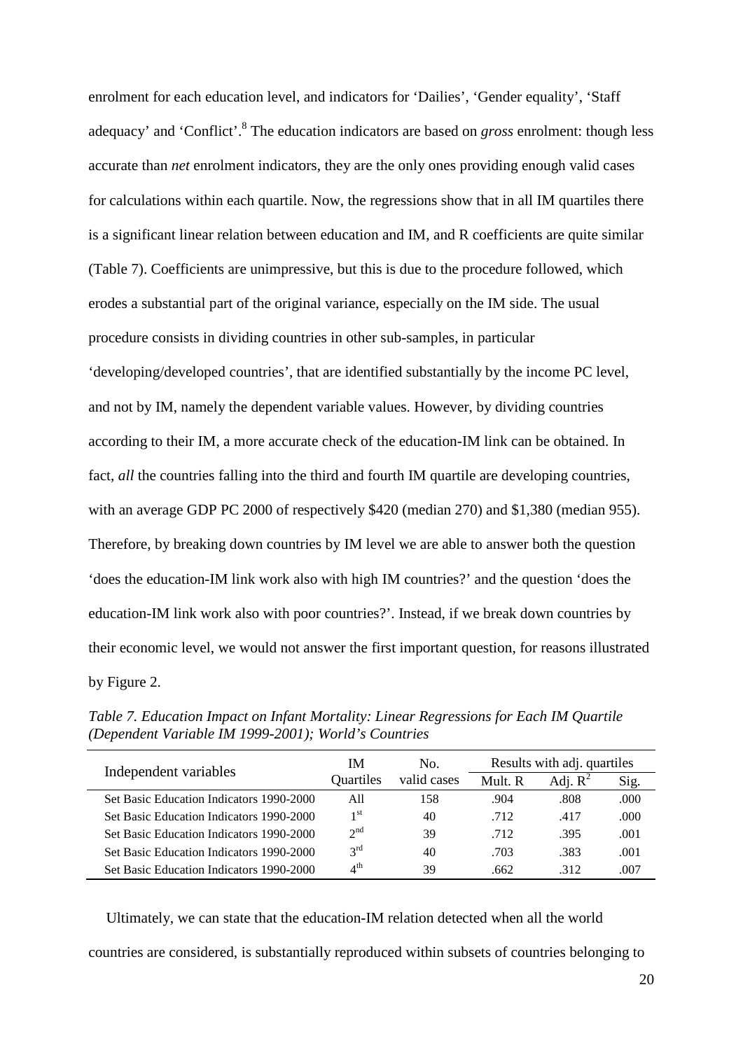enrolment for each education level, and indicators for 'Dailies', 'Gender equality', 'Staff adequacy' and 'Conflict'.[8] The education indicators are based on *gross* enrolment: though less accurate than *net* enrolment indicators, they are the only ones providing enough valid cases for calculations within each quartile. Now, the regressions show that in all IM quartiles there is a significant linear relation between education and IM, and R coefficients are quite similar (Table 7). Coefficients are unimpressive, but this is due to the procedure followed, which erodes a substantial part of the original variance, especially on the IM side. The usual procedure consists in dividing countries in other sub-samples, in particular 'developing/developed countries', that are identified substantially by the income PC level, and not by IM, namely the dependent variable values. However, by dividing countries according to their IM, a more accurate check of the education-IM link can be obtained. In fact, *all* the countries falling into the third and fourth IM quartile are developing countries, with an average GDP PC 2000 of respectively \$420 (median 270) and \$1,380 (median 955). Therefore, by breaking down countries by IM level we are able to answer both the question 'does the education-IM link work also with high IM countries?' and the question 'does the education-IM link work also with poor countries?'. Instead, if we break down countries by their economic level, we would not answer the first important question, for reasons illustrated by Figure 2.

*Table 7. Education Impact on Infant Mortality: Linear Regressions for Each IM Quartile (Dependent Variable IM 1999-2001); World's Countries*

| Independent variables | IM Quartiles | No. valid cases | Results with adj. quartiles | | |
|---|---|---|---|---|---|
| | | | Mult. R | Adj. $R^2$ | Sig. |
| Set Basic Education Indicators 1990-2000 | All | 158 | .904 | .808 | .000 |
| Set Basic Education Indicators 1990-2000 | 1st | 40 | .712 | .417 | .000 |
| Set Basic Education Indicators 1990-2000 | 2nd | 39 | .712 | .395 | .001 |
| Set Basic Education Indicators 1990-2000 | 3rd | 40 | .703 | .383 | .001 |
| Set Basic Education Indicators 1990-2000 | 4th | 39 | .662 | .312 | .007 |

Ultimately, we can state that the education-IM relation detected when all the world countries are considered, is substantially reproduced within subsets of countries belonging to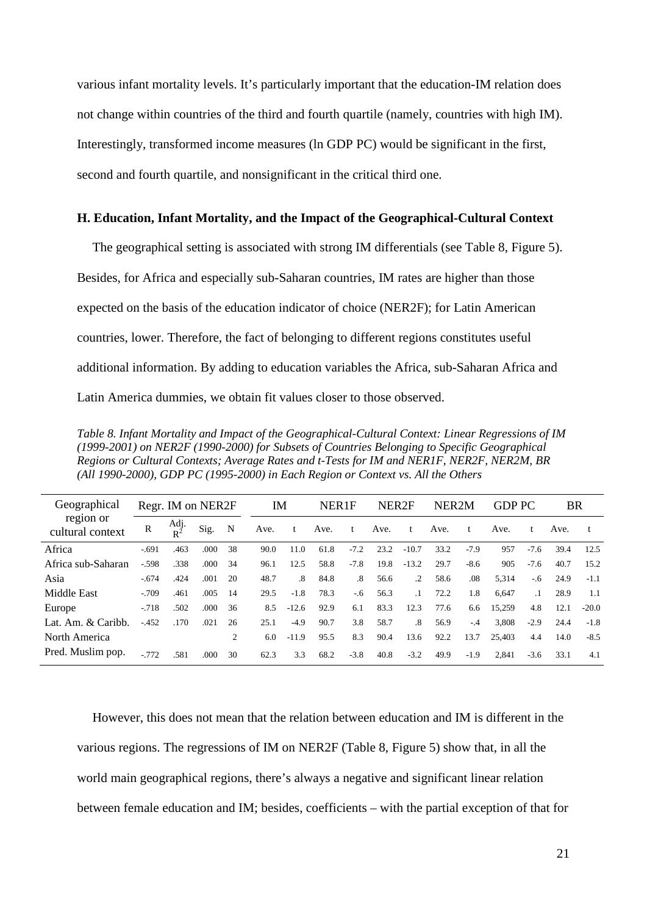various infant mortality levels. It’s particularly important that the education-IM relation does not change within countries of the third and fourth quartile (namely, countries with high IM). Interestingly, transformed income measures (ln GDP PC) would be significant in the first, second and fourth quartile, and nonsignificant in the critical third one.

### H. Education, Infant Mortality, and the Impact of the Geographical-Cultural Context

The geographical setting is associated with strong IM differentials (see Table 8, Figure 5). Besides, for Africa and especially sub-Saharan countries, IM rates are higher than those expected on the basis of the education indicator of choice (NER2F); for Latin American countries, lower. Therefore, the fact of belonging to different regions constitutes useful additional information. By adding to education variables the Africa, sub-Saharan Africa and Latin America dummies, we obtain fit values closer to those observed.

*Table 8. Infant Mortality and Impact of the Geographical-Cultural Context: Linear Regressions of IM (1999-2001) on NER2F (1990-2000) for Subsets of Countries Belonging to Specific Geographical Regions or Cultural Contexts; Average Rates and t-Tests for IM and NER1F, NER2F, NER2M, BR (All 1990-2000), GDP PC (1995-2000) in Each Region or Context vs. All the Others*

| Geographical region or cultural context | Regr. IM on NER2F | | | | IM | | NER1F | | NER2F | | NER2M | | GDP PC | | BR | |
|---|---|---|---|---|---|---|---|---|---|---|---|---|---|---|---|---|
| | R | Adj. $R^2$ | Sig. | N | Ave. | t | Ave. | t | Ave. | t | Ave. | t | Ave. | t | Ave. | t |
| Africa | -.691 | .463 | .000 | 38 | 90.0 | 11.0 | 61.8 | -7.2 | 23.2 | -10.7 | 33.2 | -7.9 | 957 | -7.6 | 39.4 | 12.5 |
| Africa sub-Saharan | -.598 | .338 | .000 | 34 | 96.1 | 12.5 | 58.8 | -7.8 | 19.8 | -13.2 | 29.7 | -8.6 | 905 | -7.6 | 40.7 | 15.2 |
| Asia | -.674 | .424 | .001 | 20 | 48.7 | .8 | 84.8 | .8 | 56.6 | .2 | 58.6 | .08 | 5,314 | -.6 | 24.9 | -1.1 |
| Middle East | -.709 | .461 | .005 | 14 | 29.5 | -1.8 | 78.3 | -.6 | 56.3 | .1 | 72.2 | 1.8 | 6,647 | .1 | 28.9 | 1.1 |
| Europe | -.718 | .502 | .000 | 36 | 8.5 | -12.6 | 92.9 | 6.1 | 83.3 | 12.3 | 77.6 | 6.6 | 15,259 | 4.8 | 12.1 | -20.0 |
| Lat. Am. & Caribb. | -.452 | .170 | .021 | 26 | 25.1 | -4.9 | 90.7 | 3.8 | 58.7 | .8 | 56.9 | -.4 | 3,808 | -2.9 | 24.4 | -1.8 |
| North America | | | | 2 | 6.0 | -11.9 | 95.5 | 8.3 | 90.4 | 13.6 | 92.2 | 13.7 | 25,403 | 4.4 | 14.0 | -8.5 |
| Pred. Muslim pop. | -.772 | .581 | .000 | 30 | 62.3 | 3.3 | 68.2 | -3.8 | 40.8 | -3.2 | 49.9 | -1.9 | 2,841 | -3.6 | 33.1 | 4.1 |

However, this does not mean that the relation between education and IM is different in the various regions. The regressions of IM on NER2F (Table 8, Figure 5) show that, in all the world main geographical regions, there’s always a negative and significant linear relation between female education and IM; besides, coefficients – with the partial exception of that for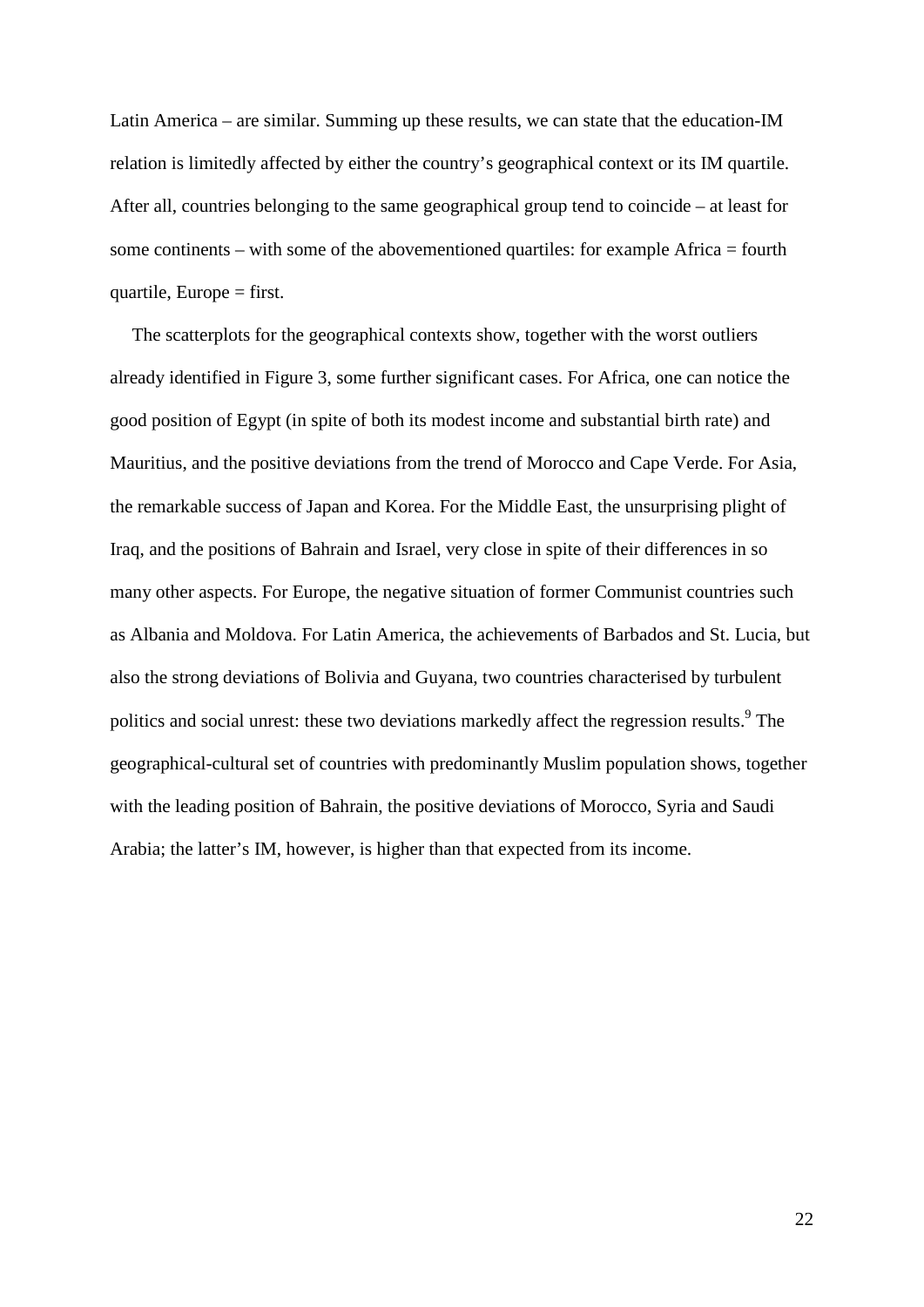Latin America – are similar. Summing up these results, we can state that the education-IM relation is limitedly affected by either the country's geographical context or its IM quartile. After all, countries belonging to the same geographical group tend to coincide – at least for some continents – with some of the abovementioned quartiles: for example Africa = fourth quartile, Europe = first.

The scatterplots for the geographical contexts show, together with the worst outliers already identified in Figure 3, some further significant cases. For Africa, one can notice the good position of Egypt (in spite of both its modest income and substantial birth rate) and Mauritius, and the positive deviations from the trend of Morocco and Cape Verde. For Asia, the remarkable success of Japan and Korea. For the Middle East, the unsurprising plight of Iraq, and the positions of Bahrain and Israel, very close in spite of their differences in so many other aspects. For Europe, the negative situation of former Communist countries such as Albania and Moldova. For Latin America, the achievements of Barbados and St. Lucia, but also the strong deviations of Bolivia and Guyana, two countries characterised by turbulent politics and social unrest: these two deviations markedly affect the regression results.[9] The geographical-cultural set of countries with predominantly Muslim population shows, together with the leading position of Bahrain, the positive deviations of Morocco, Syria and Saudi Arabia; the latter's IM, however, is higher than that expected from its income.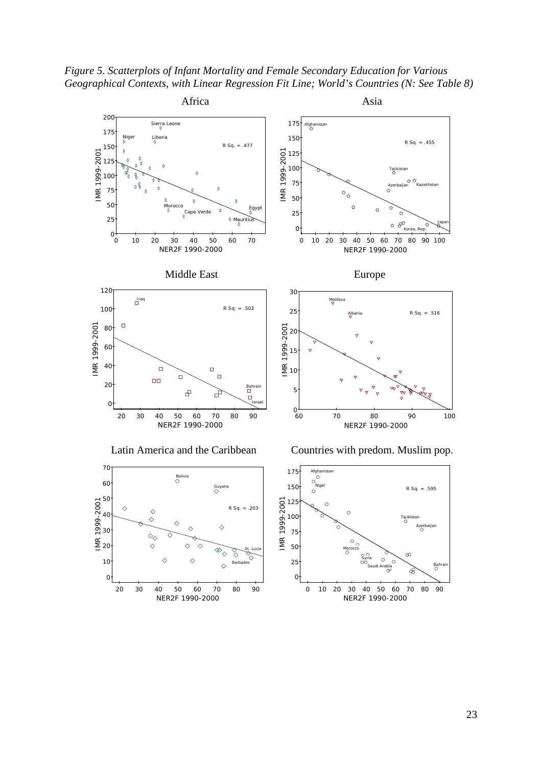*Figure 5. Scatterplots of Infant Mortality and Female Secondary Education for Various Geographical Contexts, with Linear Regression Fit Line; World's Countries (N: See Table 8)*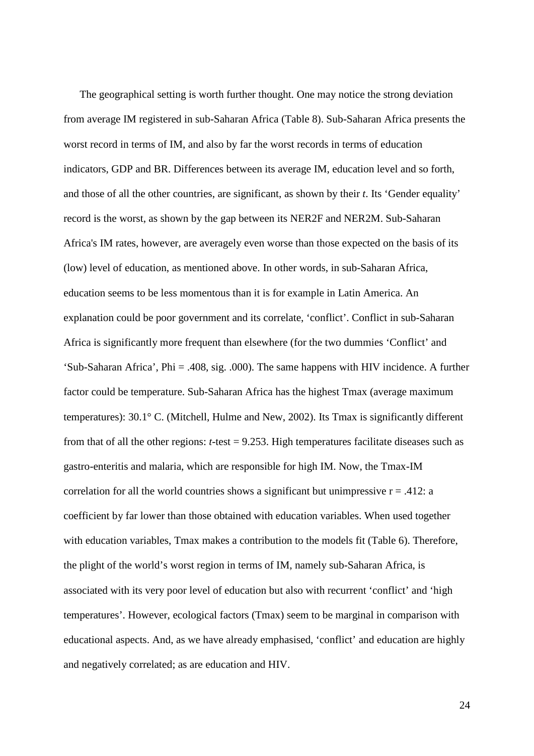The geographical setting is worth further thought. One may notice the strong deviation from average IM registered in sub-Saharan Africa (Table 8). Sub-Saharan Africa presents the worst record in terms of IM, and also by far the worst records in terms of education indicators, GDP and BR. Differences between its average IM, education level and so forth, and those of all the other countries, are significant, as shown by their *t*. Its 'Gender equality' record is the worst, as shown by the gap between its NER2F and NER2M. Sub-Saharan Africa's IM rates, however, are averagely even worse than those expected on the basis of its (low) level of education, as mentioned above. In other words, in sub-Saharan Africa, education seems to be less momentous than it is for example in Latin America. An explanation could be poor government and its correlate, 'conflict'. Conflict in sub-Saharan Africa is significantly more frequent than elsewhere (for the two dummies 'Conflict' and 'Sub-Saharan Africa', Phi = .408, sig. .000). The same happens with HIV incidence. A further factor could be temperature. Sub-Saharan Africa has the highest Tmax (average maximum temperatures): 30.1° C. (Mitchell, Hulme and New, 2002). Its Tmax is significantly different from that of all the other regions: *t*-test = 9.253. High temperatures facilitate diseases such as gastro-enteritis and malaria, which are responsible for high IM. Now, the Tmax-IM correlation for all the world countries shows a significant but unimpressive r = .412: a coefficient by far lower than those obtained with education variables. When used together with education variables, Tmax makes a contribution to the models fit (Table 6). Therefore, the plight of the world's worst region in terms of IM, namely sub-Saharan Africa, is associated with its very poor level of education but also with recurrent 'conflict' and 'high temperatures'. However, ecological factors (Tmax) seem to be marginal in comparison with educational aspects. And, as we have already emphasised, 'conflict' and education are highly and negatively correlated; as are education and HIV.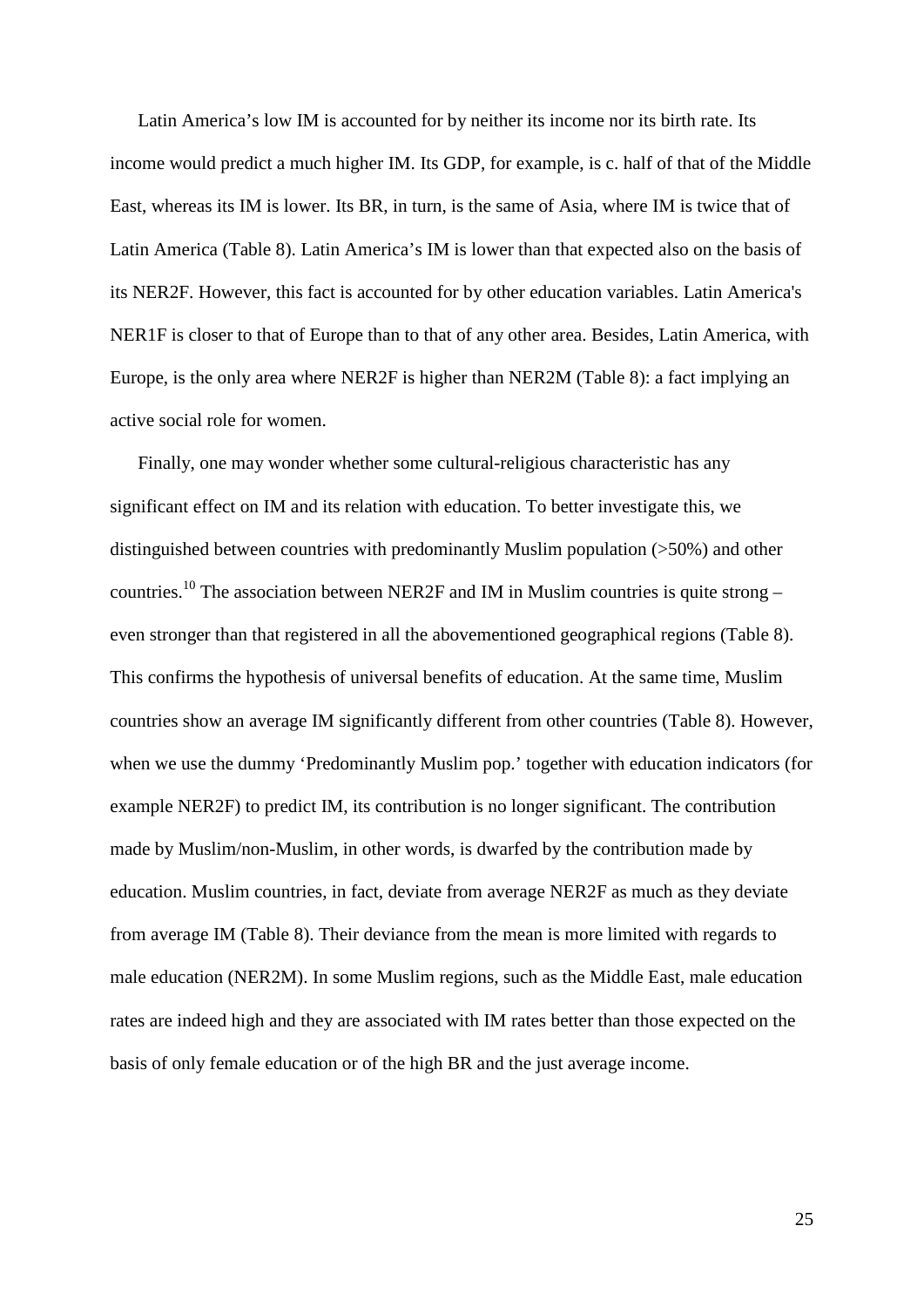Latin America's low IM is accounted for by neither its income nor its birth rate. Its income would predict a much higher IM. Its GDP, for example, is c. half of that of the Middle East, whereas its IM is lower. Its BR, in turn, is the same of Asia, where IM is twice that of Latin America (Table 8). Latin America's IM is lower than that expected also on the basis of its NER2F. However, this fact is accounted for by other education variables. Latin America's NER1F is closer to that of Europe than to that of any other area. Besides, Latin America, with Europe, is the only area where NER2F is higher than NER2M (Table 8): a fact implying an active social role for women.

Finally, one may wonder whether some cultural-religious characteristic has any significant effect on IM and its relation with education. To better investigate this, we distinguished between countries with predominantly Muslim population (>50%) and other countries.[10] The association between NER2F and IM in Muslim countries is quite strong – even stronger than that registered in all the abovementioned geographical regions (Table 8). This confirms the hypothesis of universal benefits of education. At the same time, Muslim countries show an average IM significantly different from other countries (Table 8). However, when we use the dummy 'Predominantly Muslim pop.' together with education indicators (for example NER2F) to predict IM, its contribution is no longer significant. The contribution made by Muslim/non-Muslim, in other words, is dwarfed by the contribution made by education. Muslim countries, in fact, deviate from average NER2F as much as they deviate from average IM (Table 8). Their deviance from the mean is more limited with regards to male education (NER2M). In some Muslim regions, such as the Middle East, male education rates are indeed high and they are associated with IM rates better than those expected on the basis of only female education or of the high BR and the just average income.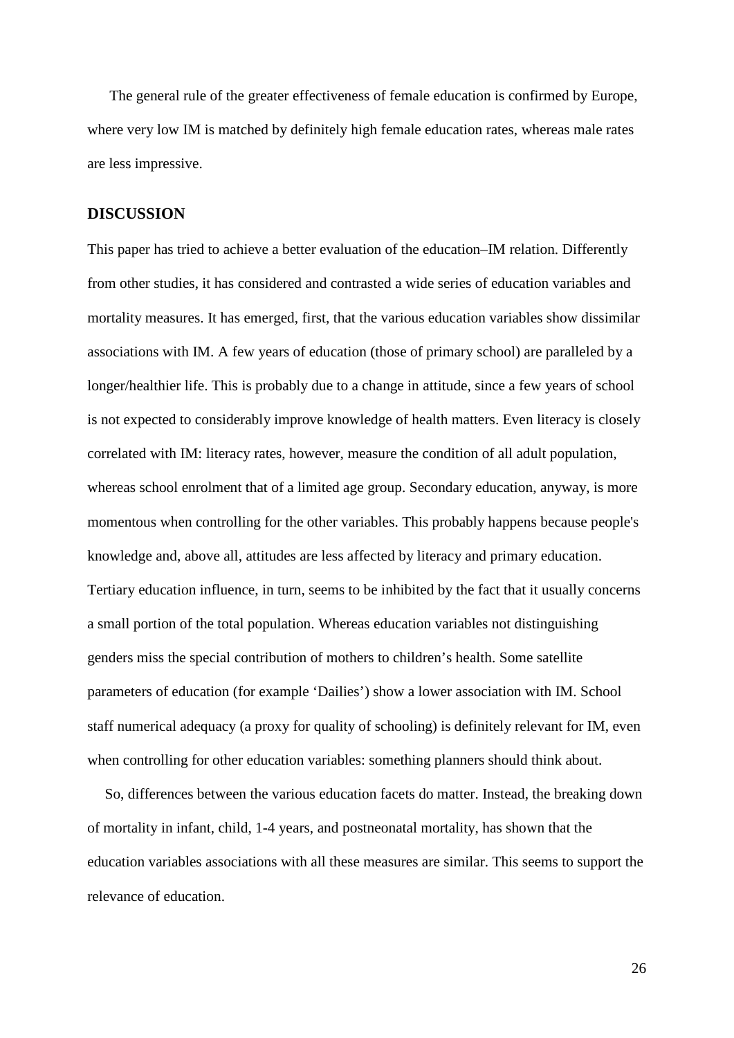The general rule of the greater effectiveness of female education is confirmed by Europe, where very low IM is matched by definitely high female education rates, whereas male rates are less impressive.

## DISCUSSION

This paper has tried to achieve a better evaluation of the education–IM relation. Differently from other studies, it has considered and contrasted a wide series of education variables and mortality measures. It has emerged, first, that the various education variables show dissimilar associations with IM. A few years of education (those of primary school) are paralleled by a longer/healthier life. This is probably due to a change in attitude, since a few years of school is not expected to considerably improve knowledge of health matters. Even literacy is closely correlated with IM: literacy rates, however, measure the condition of all adult population, whereas school enrolment that of a limited age group. Secondary education, anyway, is more momentous when controlling for the other variables. This probably happens because people's knowledge and, above all, attitudes are less affected by literacy and primary education. Tertiary education influence, in turn, seems to be inhibited by the fact that it usually concerns a small portion of the total population. Whereas education variables not distinguishing genders miss the special contribution of mothers to children's health. Some satellite parameters of education (for example 'Dailies') show a lower association with IM. School staff numerical adequacy (a proxy for quality of schooling) is definitely relevant for IM, even when controlling for other education variables: something planners should think about.

So, differences between the various education facets do matter. Instead, the breaking down of mortality in infant, child, 1-4 years, and postneonatal mortality, has shown that the education variables associations with all these measures are similar. This seems to support the relevance of education.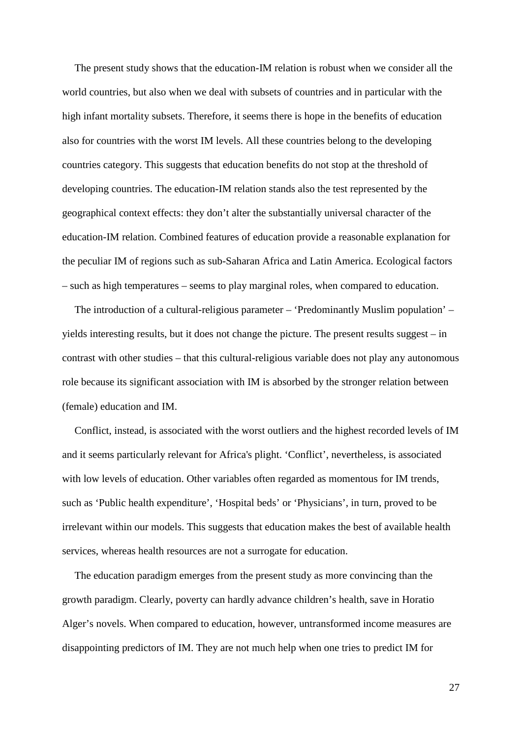The present study shows that the education-IM relation is robust when we consider all the world countries, but also when we deal with subsets of countries and in particular with the high infant mortality subsets. Therefore, it seems there is hope in the benefits of education also for countries with the worst IM levels. All these countries belong to the developing countries category. This suggests that education benefits do not stop at the threshold of developing countries. The education-IM relation stands also the test represented by the geographical context effects: they don't alter the substantially universal character of the education-IM relation. Combined features of education provide a reasonable explanation for the peculiar IM of regions such as sub-Saharan Africa and Latin America. Ecological factors – such as high temperatures – seems to play marginal roles, when compared to education.

The introduction of a cultural-religious parameter – 'Predominantly Muslim population' – yields interesting results, but it does not change the picture. The present results suggest – in contrast with other studies – that this cultural-religious variable does not play any autonomous role because its significant association with IM is absorbed by the stronger relation between (female) education and IM.

Conflict, instead, is associated with the worst outliers and the highest recorded levels of IM and it seems particularly relevant for Africa's plight. 'Conflict', nevertheless, is associated with low levels of education. Other variables often regarded as momentous for IM trends, such as 'Public health expenditure', 'Hospital beds' or 'Physicians', in turn, proved to be irrelevant within our models. This suggests that education makes the best of available health services, whereas health resources are not a surrogate for education.

The education paradigm emerges from the present study as more convincing than the growth paradigm. Clearly, poverty can hardly advance children's health, save in Horatio Alger's novels. When compared to education, however, untransformed income measures are disappointing predictors of IM. They are not much help when one tries to predict IM for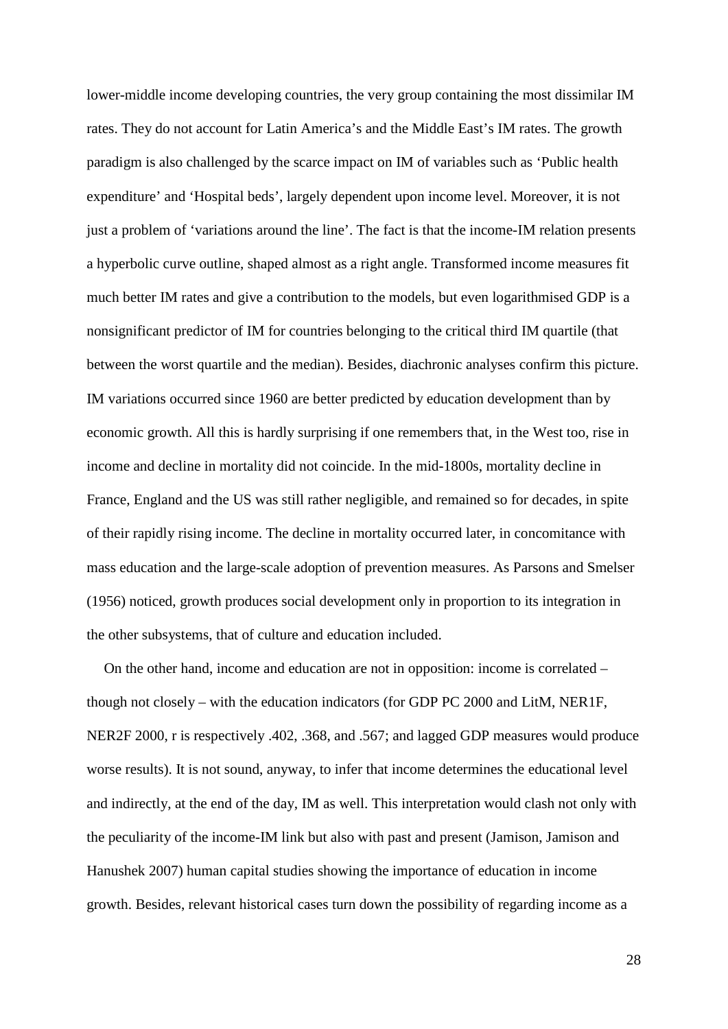lower-middle income developing countries, the very group containing the most dissimilar IM rates. They do not account for Latin America's and the Middle East's IM rates. The growth paradigm is also challenged by the scarce impact on IM of variables such as 'Public health expenditure' and 'Hospital beds', largely dependent upon income level. Moreover, it is not just a problem of 'variations around the line'. The fact is that the income-IM relation presents a hyperbolic curve outline, shaped almost as a right angle. Transformed income measures fit much better IM rates and give a contribution to the models, but even logarithmised GDP is a nonsignificant predictor of IM for countries belonging to the critical third IM quartile (that between the worst quartile and the median). Besides, diachronic analyses confirm this picture. IM variations occurred since 1960 are better predicted by education development than by economic growth. All this is hardly surprising if one remembers that, in the West too, rise in income and decline in mortality did not coincide. In the mid-1800s, mortality decline in France, England and the US was still rather negligible, and remained so for decades, in spite of their rapidly rising income. The decline in mortality occurred later, in concomitance with mass education and the large-scale adoption of prevention measures. As Parsons and Smelser (1956) noticed, growth produces social development only in proportion to its integration in the other subsystems, that of culture and education included.

On the other hand, income and education are not in opposition: income is correlated – though not closely – with the education indicators (for GDP PC 2000 and LitM, NER1F, NER2F 2000, r is respectively .402, .368, and .567; and lagged GDP measures would produce worse results). It is not sound, anyway, to infer that income determines the educational level and indirectly, at the end of the day, IM as well. This interpretation would clash not only with the peculiarity of the income-IM link but also with past and present (Jamison, Jamison and Hanushek 2007) human capital studies showing the importance of education in income growth. Besides, relevant historical cases turn down the possibility of regarding income as a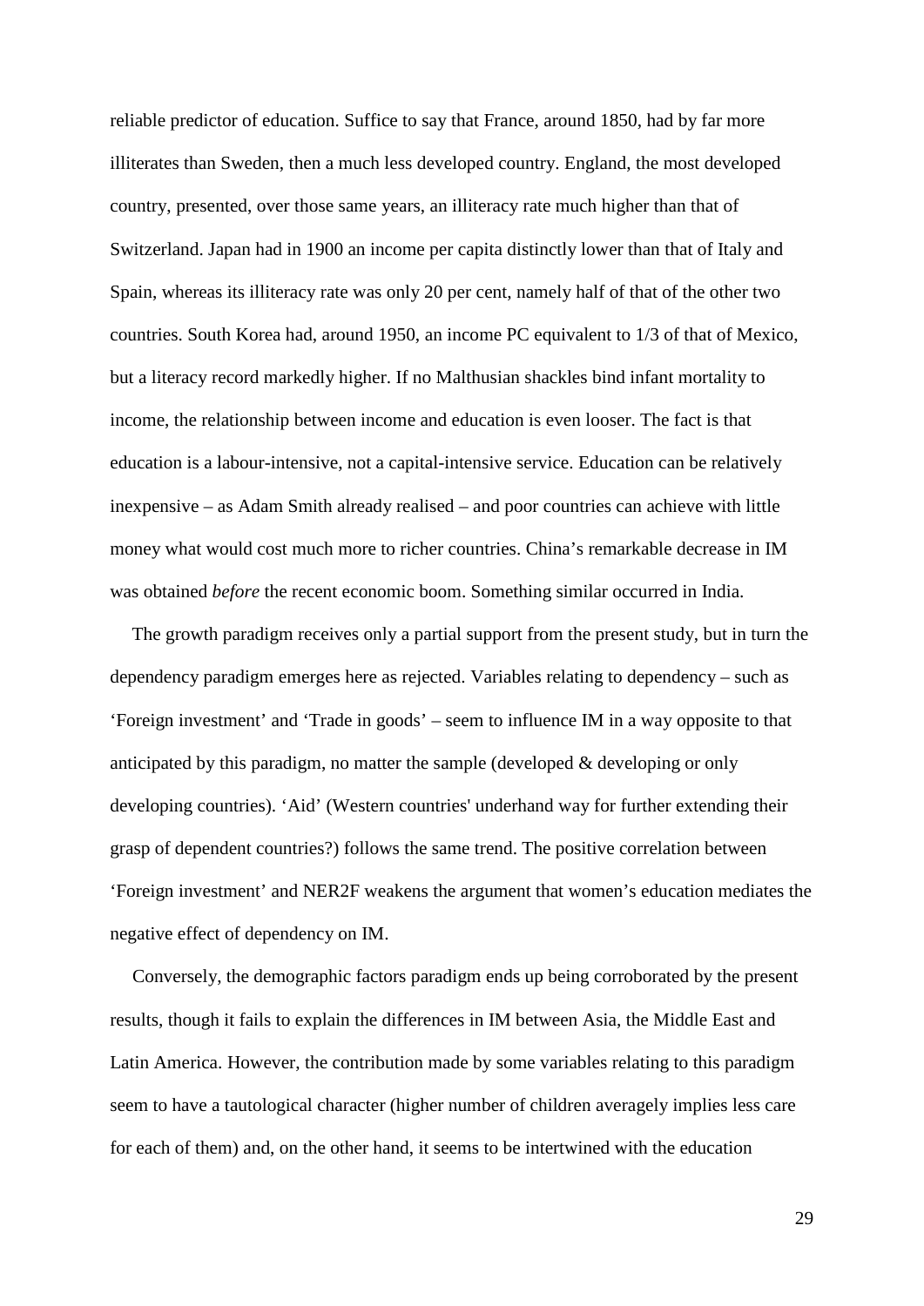reliable predictor of education. Suffice to say that France, around 1850, had by far more illiterates than Sweden, then a much less developed country. England, the most developed country, presented, over those same years, an illiteracy rate much higher than that of Switzerland. Japan had in 1900 an income per capita distinctly lower than that of Italy and Spain, whereas its illiteracy rate was only 20 per cent, namely half of that of the other two countries. South Korea had, around 1950, an income PC equivalent to 1/3 of that of Mexico, but a literacy record markedly higher. If no Malthusian shackles bind infant mortality to income, the relationship between income and education is even looser. The fact is that education is a labour-intensive, not a capital-intensive service. Education can be relatively inexpensive – as Adam Smith already realised – and poor countries can achieve with little money what would cost much more to richer countries. China's remarkable decrease in IM was obtained *before* the recent economic boom. Something similar occurred in India.

The growth paradigm receives only a partial support from the present study, but in turn the dependency paradigm emerges here as rejected. Variables relating to dependency – such as 'Foreign investment' and 'Trade in goods' – seem to influence IM in a way opposite to that anticipated by this paradigm, no matter the sample (developed & developing or only developing countries). 'Aid' (Western countries' underhand way for further extending their grasp of dependent countries?) follows the same trend. The positive correlation between 'Foreign investment' and NER2F weakens the argument that women's education mediates the negative effect of dependency on IM.

Conversely, the demographic factors paradigm ends up being corroborated by the present results, though it fails to explain the differences in IM between Asia, the Middle East and Latin America. However, the contribution made by some variables relating to this paradigm seem to have a tautological character (higher number of children averagely implies less care for each of them) and, on the other hand, it seems to be intertwined with the education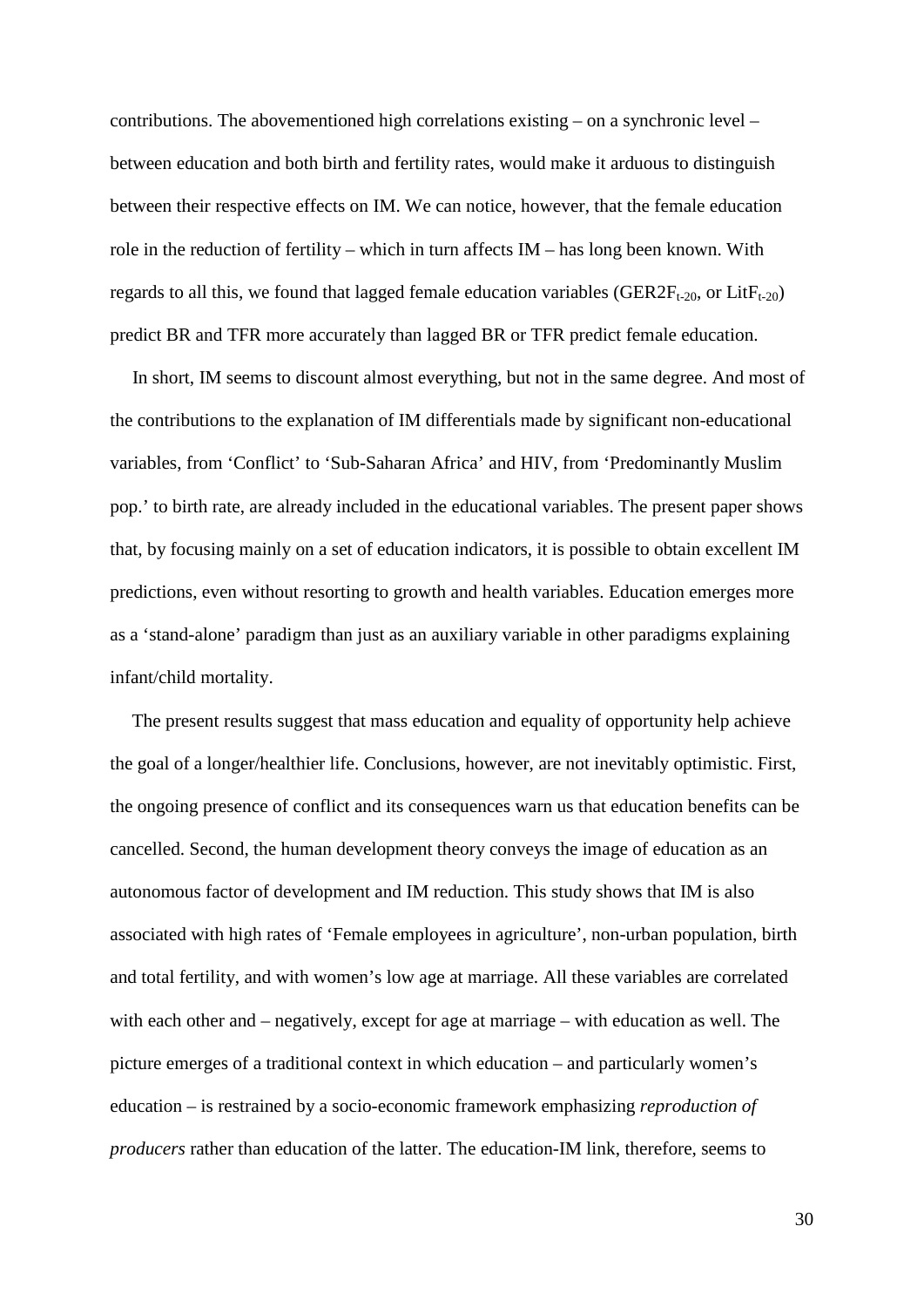contributions. The abovementioned high correlations existing – on a synchronic level – between education and both birth and fertility rates, would make it arduous to distinguish between their respective effects on IM. We can notice, however, that the female education role in the reduction of fertility – which in turn affects IM – has long been known. With regards to all this, we found that lagged female education variables ($GER2F_{t-20}$, or $LitF_{t-20}$) predict BR and TFR more accurately than lagged BR or TFR predict female education.

In short, IM seems to discount almost everything, but not in the same degree. And most of the contributions to the explanation of IM differentials made by significant non-educational variables, from 'Conflict' to 'Sub-Saharan Africa' and HIV, from 'Predominantly Muslim pop.' to birth rate, are already included in the educational variables. The present paper shows that, by focusing mainly on a set of education indicators, it is possible to obtain excellent IM predictions, even without resorting to growth and health variables. Education emerges more as a 'stand-alone' paradigm than just as an auxiliary variable in other paradigms explaining infant/child mortality.

The present results suggest that mass education and equality of opportunity help achieve the goal of a longer/healthier life. Conclusions, however, are not inevitably optimistic. First, the ongoing presence of conflict and its consequences warn us that education benefits can be cancelled. Second, the human development theory conveys the image of education as an autonomous factor of development and IM reduction. This study shows that IM is also associated with high rates of 'Female employees in agriculture', non-urban population, birth and total fertility, and with women's low age at marriage. All these variables are correlated with each other and – negatively, except for age at marriage – with education as well. The picture emerges of a traditional context in which education – and particularly women's education – is restrained by a socio-economic framework emphasizing *reproduction of producers* rather than education of the latter. The education-IM link, therefore, seems to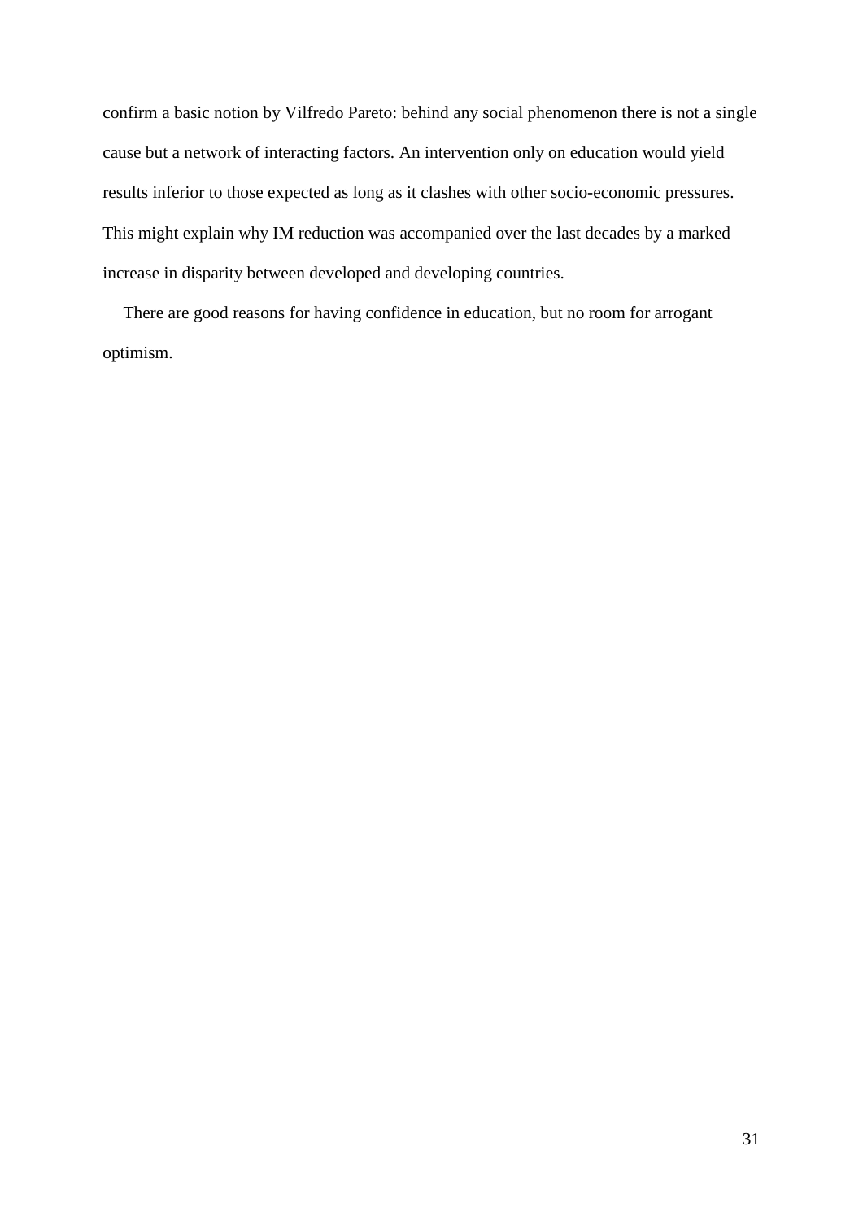confirm a basic notion by Vilfredo Pareto: behind any social phenomenon there is not a single cause but a network of interacting factors. An intervention only on education would yield results inferior to those expected as long as it clashes with other socio-economic pressures. This might explain why IM reduction was accompanied over the last decades by a marked increase in disparity between developed and developing countries.

There are good reasons for having confidence in education, but no room for arrogant optimism.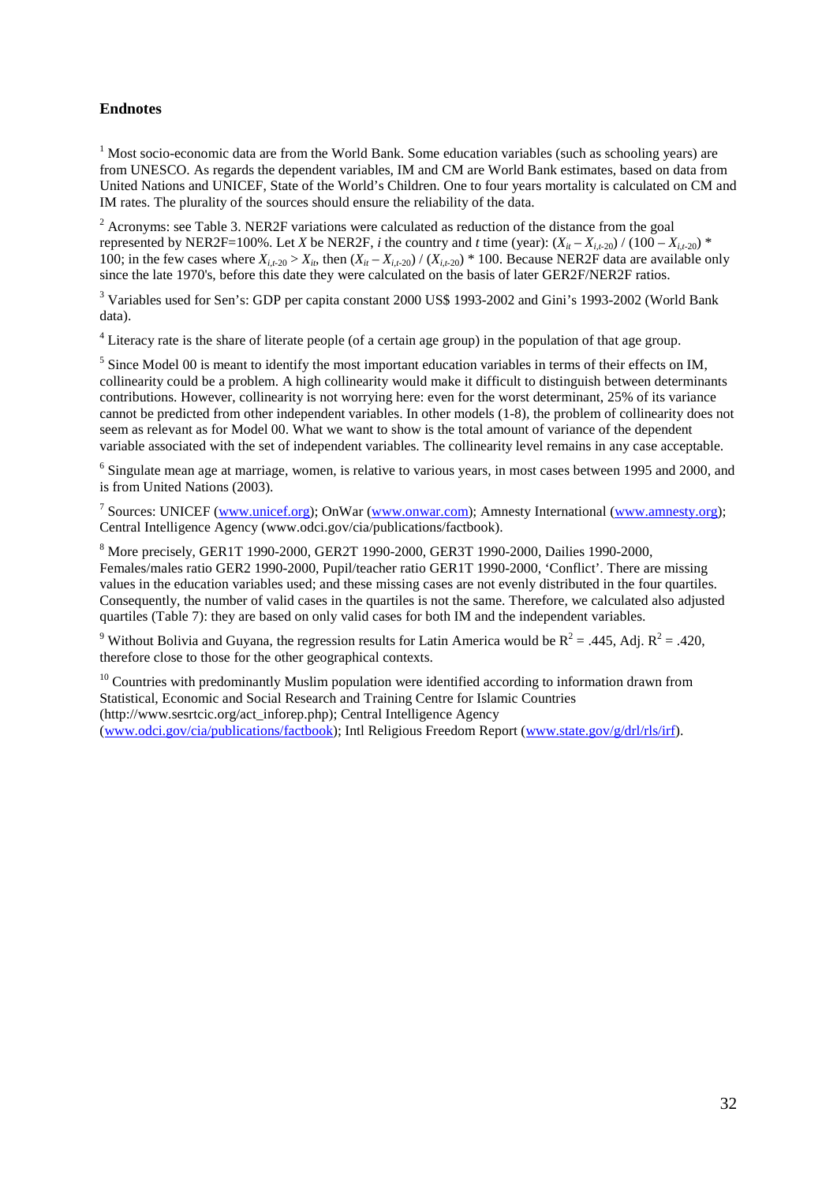## Endnotes

[1] Most socio-economic data are from the World Bank. Some education variables (such as schooling years) are from UNESCO. As regards the dependent variables, IM and CM are World Bank estimates, based on data from United Nations and UNICEF, State of the World's Children. One to four years mortality is calculated on CM and IM rates. The plurality of the sources should ensure the reliability of the data.

[2] Acronyms: see Table 3. NER2F variations were calculated as reduction of the distance from the goal represented by NER2F=100%. Let $X$ be NER2F, $i$ the country and $t$ time (year): $(X_{it} - X_{i,t\text{-}20}) / (100 - X_{i,t\text{-}20}) * 100$; in the few cases where $X_{i,t\text{-}20} > X_{it}$, then $(X_{it} - X_{i,t\text{-}20}) / (X_{i,t\text{-}20}) * 100$. Because NER2F data are available only since the late 1970's, before this date they were calculated on the basis of later GER2F/NER2F ratios.

[3] Variables used for Sen's: GDP per capita constant 2000 US$ 1993-2002 and Gini's 1993-2002 (World Bank data).

[4] Literacy rate is the share of literate people (of a certain age group) in the population of that age group.

[5] Since Model 00 is meant to identify the most important education variables in terms of their effects on IM, collinearity could be a problem. A high collinearity would make it difficult to distinguish between determinants contributions. However, collinearity is not worrying here: even for the worst determinant, 25% of its variance cannot be predicted from other independent variables. In other models (1-8), the problem of collinearity does not seem as relevant as for Model 00. What we want to show is the total amount of variance of the dependent variable associated with the set of independent variables. The collinearity level remains in any case acceptable.

[6] Singulate mean age at marriage, women, is relative to various years, in most cases between 1995 and 2000, and is from United Nations (2003).

[7] Sources: UNICEF (www.unicef.org); OnWar (www.onwar.com); Amnesty International (www.amnesty.org); Central Intelligence Agency (www.odci.gov/cia/publications/factbook).

[8] More precisely, GER1T 1990-2000, GER2T 1990-2000, GER3T 1990-2000, Dailies 1990-2000, Females/males ratio GER2 1990-2000, Pupil/teacher ratio GER1T 1990-2000, 'Conflict'. There are missing values in the education variables used; and these missing cases are not evenly distributed in the four quartiles. Consequently, the number of valid cases in the quartiles is not the same. Therefore, we calculated also adjusted quartiles (Table 7): they are based on only valid cases for both IM and the independent variables.

[9] Without Bolivia and Guyana, the regression results for Latin America would be $R^2 = .445$, Adj. $R^2 = .420$, therefore close to those for the other geographical contexts.

[10] Countries with predominantly Muslim population were identified according to information drawn from Statistical, Economic and Social Research and Training Centre for Islamic Countries (http://www.sesrtcic.org/act_inforep.php); Central Intelligence Agency (www.odci.gov/cia/publications/factbook); Intl Religious Freedom Report (www.state.gov/g/drl/rls/irf).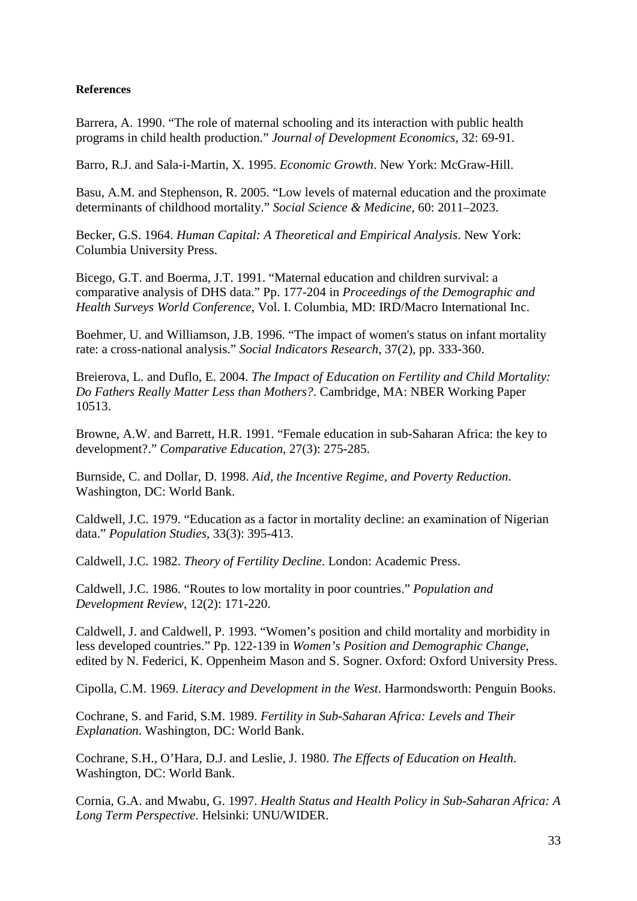**References**

Barrera, A. 1990. "The role of maternal schooling and its interaction with public health programs in child health production." *Journal of Development Economics*, 32: 69-91.

Barro, R.J. and Sala-i-Martin, X. 1995. *Economic Growth*. New York: McGraw-Hill.

Basu, A.M. and Stephenson, R. 2005. "Low levels of maternal education and the proximate determinants of childhood mortality." *Social Science & Medicine*, 60: 2011–2023.

Becker, G.S. 1964. *Human Capital: A Theoretical and Empirical Analysis*. New York: Columbia University Press.

Bicego, G.T. and Boerma, J.T. 1991. "Maternal education and children survival: a comparative analysis of DHS data." Pp. 177-204 in *Proceedings of the Demographic and Health Surveys World Conference*, Vol. I. Columbia, MD: IRD/Macro International Inc.

Boehmer, U. and Williamson, J.B. 1996. "The impact of women's status on infant mortality rate: a cross-national analysis." *Social Indicators Research*, 37(2), pp. 333-360.

Breierova, L. and Duflo, E. 2004. *The Impact of Education on Fertility and Child Mortality: Do Fathers Really Matter Less than Mothers?*. Cambridge, MA: NBER Working Paper 10513.

Browne, A.W. and Barrett, H.R. 1991. "Female education in sub-Saharan Africa: the key to development?." *Comparative Education*, 27(3): 275-285.

Burnside, C. and Dollar, D. 1998. *Aid, the Incentive Regime, and Poverty Reduction*. Washington, DC: World Bank.

Caldwell, J.C. 1979. "Education as a factor in mortality decline: an examination of Nigerian data." *Population Studies*, 33(3): 395-413.

Caldwell, J.C. 1982. *Theory of Fertility Decline*. London: Academic Press.

Caldwell, J.C. 1986. "Routes to low mortality in poor countries." *Population and Development Review*, 12(2): 171-220.

Caldwell, J. and Caldwell, P. 1993. "Women's position and child mortality and morbidity in less developed countries." Pp. 122-139 in *Women's Position and Demographic Change*, edited by N. Federici, K. Oppenheim Mason and S. Sogner. Oxford: Oxford University Press.

Cipolla, C.M. 1969. *Literacy and Development in the West*. Harmondsworth: Penguin Books.

Cochrane, S. and Farid, S.M. 1989. *Fertility in Sub-Saharan Africa: Levels and Their Explanation*. Washington, DC: World Bank.

Cochrane, S.H., O'Hara, D.J. and Leslie, J. 1980. *The Effects of Education on Health*. Washington, DC: World Bank.

Cornia, G.A. and Mwabu, G. 1997. *Health Status and Health Policy in Sub-Saharan Africa: A Long Term Perspective*. Helsinki: UNU/WIDER.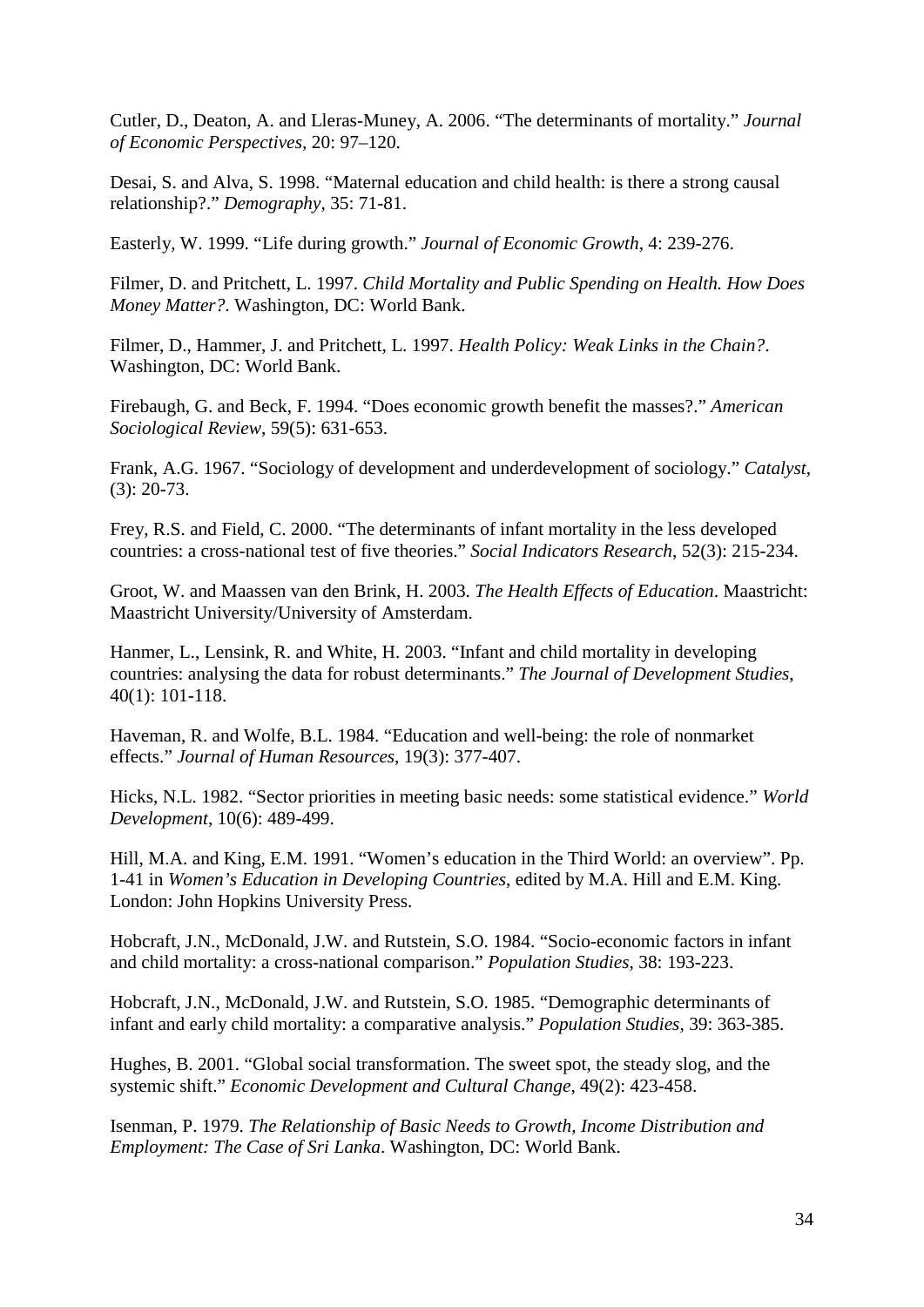Cutler, D., Deaton, A. and Lleras-Muney, A. 2006. "The determinants of mortality." *Journal of Economic Perspectives*, 20: 97–120.

Desai, S. and Alva, S. 1998. "Maternal education and child health: is there a strong causal relationship?." *Demography*, 35: 71-81.

Easterly, W. 1999. "Life during growth." *Journal of Economic Growth*, 4: 239-276.

Filmer, D. and Pritchett, L. 1997. *Child Mortality and Public Spending on Health. How Does Money Matter?*. Washington, DC: World Bank.

Filmer, D., Hammer, J. and Pritchett, L. 1997. *Health Policy: Weak Links in the Chain?*. Washington, DC: World Bank.

Firebaugh, G. and Beck, F. 1994. "Does economic growth benefit the masses?." *American Sociological Review*, 59(5): 631-653.

Frank, A.G. 1967. "Sociology of development and underdevelopment of sociology." *Catalyst*, (3): 20-73.

Frey, R.S. and Field, C. 2000. "The determinants of infant mortality in the less developed countries: a cross-national test of five theories." *Social Indicators Research*, 52(3): 215-234.

Groot, W. and Maassen van den Brink, H. 2003. *The Health Effects of Education*. Maastricht: Maastricht University/University of Amsterdam.

Hanmer, L., Lensink, R. and White, H. 2003. "Infant and child mortality in developing countries: analysing the data for robust determinants." *The Journal of Development Studies*, 40(1): 101-118.

Haveman, R. and Wolfe, B.L. 1984. "Education and well-being: the role of nonmarket effects." *Journal of Human Resources*, 19(3): 377-407.

Hicks, N.L. 1982. "Sector priorities in meeting basic needs: some statistical evidence." *World Development*, 10(6): 489-499.

Hill, M.A. and King, E.M. 1991. "Women's education in the Third World: an overview". Pp. 1-41 in *Women's Education in Developing Countries*, edited by M.A. Hill and E.M. King. London: John Hopkins University Press.

Hobcraft, J.N., McDonald, J.W. and Rutstein, S.O. 1984. "Socio-economic factors in infant and child mortality: a cross-national comparison." *Population Studies*, 38: 193-223.

Hobcraft, J.N., McDonald, J.W. and Rutstein, S.O. 1985. "Demographic determinants of infant and early child mortality: a comparative analysis." *Population Studies*, 39: 363-385.

Hughes, B. 2001. "Global social transformation. The sweet spot, the steady slog, and the systemic shift." *Economic Development and Cultural Change*, 49(2): 423-458.

Isenman, P. 1979. *The Relationship of Basic Needs to Growth, Income Distribution and Employment: The Case of Sri Lanka*. Washington, DC: World Bank.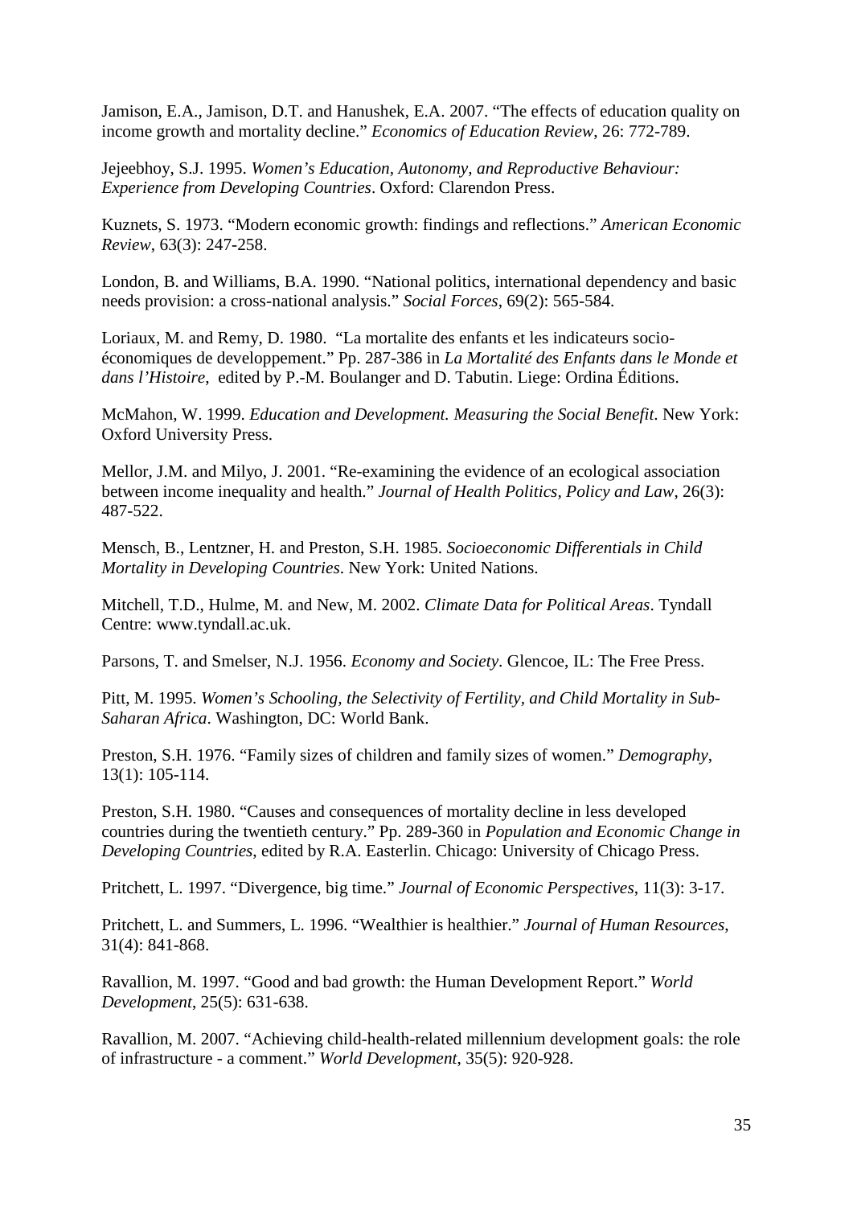Jamison, E.A., Jamison, D.T. and Hanushek, E.A. 2007. "The effects of education quality on income growth and mortality decline." *Economics of Education Review*, 26: 772-789.

Jejeebhoy, S.J. 1995. *Women's Education, Autonomy, and Reproductive Behaviour: Experience from Developing Countries*. Oxford: Clarendon Press.

Kuznets, S. 1973. "Modern economic growth: findings and reflections." *American Economic Review*, 63(3): 247-258.

London, B. and Williams, B.A. 1990. "National politics, international dependency and basic needs provision: a cross-national analysis." *Social Forces*, 69(2): 565-584.

Loriaux, M. and Remy, D. 1980. "La mortalite des enfants et les indicateurs socio-économiques de developpement." Pp. 287-386 in *La Mortalité des Enfants dans le Monde et dans l'Histoire*, edited by P.-M. Boulanger and D. Tabutin. Liege: Ordina Éditions.

McMahon, W. 1999. *Education and Development. Measuring the Social Benefit*. New York: Oxford University Press.

Mellor, J.M. and Milyo, J. 2001. "Re-examining the evidence of an ecological association between income inequality and health." *Journal of Health Politics, Policy and Law*, 26(3): 487-522.

Mensch, B., Lentzner, H. and Preston, S.H. 1985. *Socioeconomic Differentials in Child Mortality in Developing Countries*. New York: United Nations.

Mitchell, T.D., Hulme, M. and New, M. 2002. *Climate Data for Political Areas*. Tyndall Centre: www.tyndall.ac.uk.

Parsons, T. and Smelser, N.J. 1956. *Economy and Society*. Glencoe, IL: The Free Press.

Pitt, M. 1995. *Women's Schooling, the Selectivity of Fertility, and Child Mortality in Sub-Saharan Africa*. Washington, DC: World Bank.

Preston, S.H. 1976. "Family sizes of children and family sizes of women." *Demography*, 13(1): 105-114.

Preston, S.H. 1980. "Causes and consequences of mortality decline in less developed countries during the twentieth century." Pp. 289-360 in *Population and Economic Change in Developing Countries*, edited by R.A. Easterlin. Chicago: University of Chicago Press.

Pritchett, L. 1997. "Divergence, big time." *Journal of Economic Perspectives*, 11(3): 3-17.

Pritchett, L. and Summers, L. 1996. "Wealthier is healthier." *Journal of Human Resources*, 31(4): 841-868.

Ravallion, M. 1997. "Good and bad growth: the Human Development Report." *World Development*, 25(5): 631-638.

Ravallion, M. 2007. "Achieving child-health-related millennium development goals: the role of infrastructure - a comment." *World Development*, 35(5): 920-928.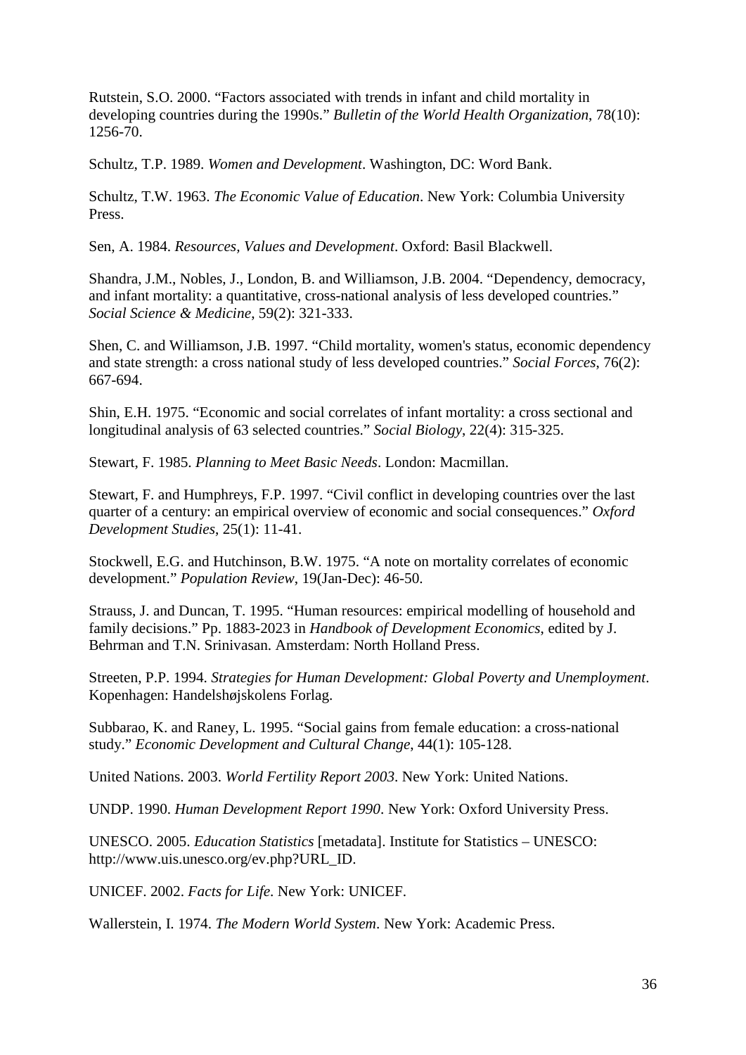Rutstein, S.O. 2000. “Factors associated with trends in infant and child mortality in developing countries during the 1990s.” *Bulletin of the World Health Organization*, 78(10): 1256-70.

Schultz, T.P. 1989. *Women and Development*. Washington, DC: Word Bank.

Schultz, T.W. 1963. *The Economic Value of Education*. New York: Columbia University Press.

Sen, A. 1984. *Resources, Values and Development*. Oxford: Basil Blackwell.

Shandra, J.M., Nobles, J., London, B. and Williamson, J.B. 2004. “Dependency, democracy, and infant mortality: a quantitative, cross-national analysis of less developed countries.” *Social Science & Medicine*, 59(2): 321-333.

Shen, C. and Williamson, J.B. 1997. “Child mortality, women's status, economic dependency and state strength: a cross national study of less developed countries.” *Social Forces*, 76(2): 667-694.

Shin, E.H. 1975. “Economic and social correlates of infant mortality: a cross sectional and longitudinal analysis of 63 selected countries.” *Social Biology*, 22(4): 315-325.

Stewart, F. 1985. *Planning to Meet Basic Needs*. London: Macmillan.

Stewart, F. and Humphreys, F.P. 1997. “Civil conflict in developing countries over the last quarter of a century: an empirical overview of economic and social consequences.” *Oxford Development Studies*, 25(1): 11-41.

Stockwell, E.G. and Hutchinson, B.W. 1975. “A note on mortality correlates of economic development.” *Population Review*, 19(Jan-Dec): 46-50.

Strauss, J. and Duncan, T. 1995. “Human resources: empirical modelling of household and family decisions.” Pp. 1883-2023 in *Handbook of Development Economics*, edited by J. Behrman and T.N. Srinivasan. Amsterdam: North Holland Press.

Streeten, P.P. 1994. *Strategies for Human Development: Global Poverty and Unemployment*. Kopenhagen: Handelshøjskolens Forlag.

Subbarao, K. and Raney, L. 1995. “Social gains from female education: a cross-national study.” *Economic Development and Cultural Change*, 44(1): 105-128.

United Nations. 2003. *World Fertility Report 2003*. New York: United Nations.

UNDP. 1990. *Human Development Report 1990*. New York: Oxford University Press.

UNESCO. 2005. *Education Statistics* [metadata]. Institute for Statistics – UNESCO: http://www.uis.unesco.org/ev.php?URL_ID.

UNICEF. 2002. *Facts for Life*. New York: UNICEF.

Wallerstein, I. 1974. *The Modern World System*. New York: Academic Press.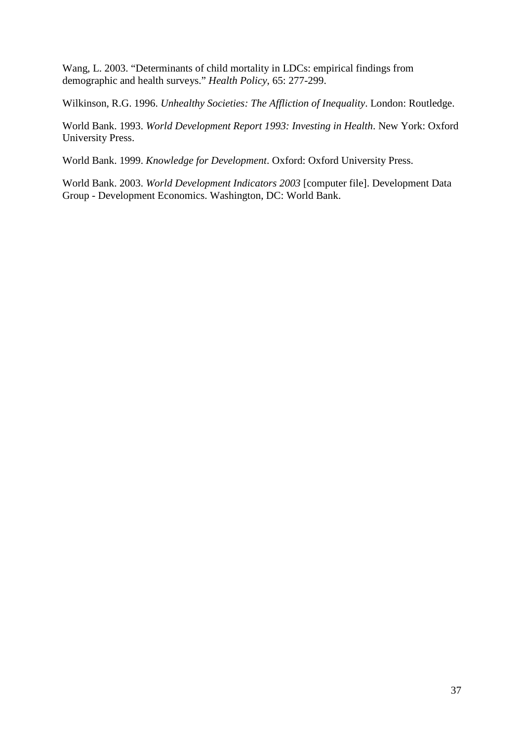Wang, L. 2003. "Determinants of child mortality in LDCs: empirical findings from demographic and health surveys." *Health Policy*, 65: 277-299.

Wilkinson, R.G. 1996. *Unhealthy Societies: The Affliction of Inequality*. London: Routledge.

World Bank. 1993. *World Development Report 1993: Investing in Health*. New York: Oxford University Press.

World Bank. 1999. *Knowledge for Development*. Oxford: Oxford University Press.

World Bank. 2003. *World Development Indicators 2003* [computer file]. Development Data Group - Development Economics. Washington, DC: World Bank.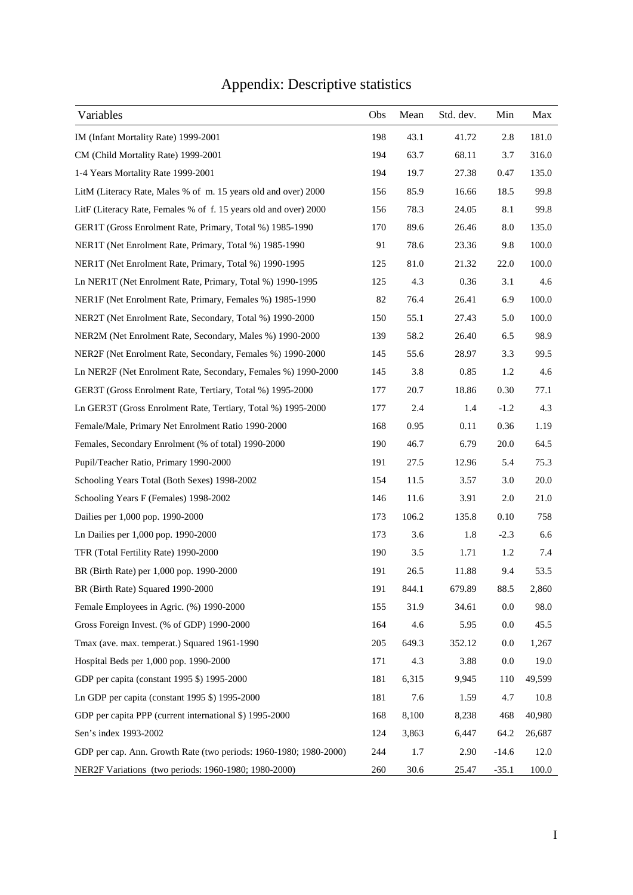# Appendix: Descriptive statistics

| Variables | Obs | Mean | Std. dev. | Min | Max |
|---|---|---|---|---|---|
| IM (Infant Mortality Rate) 1999-2001 | 198 | 43.1 | 41.72 | 2.8 | 181.0 |
| CM (Child Mortality Rate) 1999-2001 | 194 | 63.7 | 68.11 | 3.7 | 316.0 |
| 1-4 Years Mortality Rate 1999-2001 | 194 | 19.7 | 27.38 | 0.47 | 135.0 |
| LitM (Literacy Rate, Males % of m. 15 years old and over) 2000 | 156 | 85.9 | 16.66 | 18.5 | 99.8 |
| LitF (Literacy Rate, Females % of f. 15 years old and over) 2000 | 156 | 78.3 | 24.05 | 8.1 | 99.8 |
| GER1T (Gross Enrolment Rate, Primary, Total %) 1985-1990 | 170 | 89.6 | 26.46 | 8.0 | 135.0 |
| NER1T (Net Enrolment Rate, Primary, Total %) 1985-1990 | 91 | 78.6 | 23.36 | 9.8 | 100.0 |
| NER1T (Net Enrolment Rate, Primary, Total %) 1990-1995 | 125 | 81.0 | 21.32 | 22.0 | 100.0 |
| Ln NER1T (Net Enrolment Rate, Primary, Total %) 1990-1995 | 125 | 4.3 | 0.36 | 3.1 | 4.6 |
| NER1F (Net Enrolment Rate, Primary, Females %) 1985-1990 | 82 | 76.4 | 26.41 | 6.9 | 100.0 |
| NER2T (Net Enrolment Rate, Secondary, Total %) 1990-2000 | 150 | 55.1 | 27.43 | 5.0 | 100.0 |
| NER2M (Net Enrolment Rate, Secondary, Males %) 1990-2000 | 139 | 58.2 | 26.40 | 6.5 | 98.9 |
| NER2F (Net Enrolment Rate, Secondary, Females %) 1990-2000 | 145 | 55.6 | 28.97 | 3.3 | 99.5 |
| Ln NER2F (Net Enrolment Rate, Secondary, Females %) 1990-2000 | 145 | 3.8 | 0.85 | 1.2 | 4.6 |
| GER3T (Gross Enrolment Rate, Tertiary, Total %) 1995-2000 | 177 | 20.7 | 18.86 | 0.30 | 77.1 |
| Ln GER3T (Gross Enrolment Rate, Tertiary, Total %) 1995-2000 | 177 | 2.4 | 1.4 | -1.2 | 4.3 |
| Female/Male, Primary Net Enrolment Ratio 1990-2000 | 168 | 0.95 | 0.11 | 0.36 | 1.19 |
| Females, Secondary Enrolment (% of total) 1990-2000 | 190 | 46.7 | 6.79 | 20.0 | 64.5 |
| Pupil/Teacher Ratio, Primary 1990-2000 | 191 | 27.5 | 12.96 | 5.4 | 75.3 |
| Schooling Years Total (Both Sexes) 1998-2002 | 154 | 11.5 | 3.57 | 3.0 | 20.0 |
| Schooling Years F (Females) 1998-2002 | 146 | 11.6 | 3.91 | 2.0 | 21.0 |
| Dailies per 1,000 pop. 1990-2000 | 173 | 106.2 | 135.8 | 0.10 | 758 |
| Ln Dailies per 1,000 pop. 1990-2000 | 173 | 3.6 | 1.8 | -2.3 | 6.6 |
| TFR (Total Fertility Rate) 1990-2000 | 190 | 3.5 | 1.71 | 1.2 | 7.4 |
| BR (Birth Rate) per 1,000 pop. 1990-2000 | 191 | 26.5 | 11.88 | 9.4 | 53.5 |
| BR (Birth Rate) Squared 1990-2000 | 191 | 844.1 | 679.89 | 88.5 | 2,860 |
| Female Employees in Agric. (%) 1990-2000 | 155 | 31.9 | 34.61 | 0.0 | 98.0 |
| Gross Foreign Invest. (% of GDP) 1990-2000 | 164 | 4.6 | 5.95 | 0.0 | 45.5 |
| Tmax (ave. max. temperat.) Squared 1961-1990 | 205 | 649.3 | 352.12 | 0.0 | 1,267 |
| Hospital Beds per 1,000 pop. 1990-2000 | 171 | 4.3 | 3.88 | 0.0 | 19.0 |
| GDP per capita (constant 1995 $) 1995-2000 | 181 | 6,315 | 9,945 | 110 | 49,599 |
| Ln GDP per capita (constant 1995 $) 1995-2000 | 181 | 7.6 | 1.59 | 4.7 | 10.8 |
| GDP per capita PPP (current international $) 1995-2000 | 168 | 8,100 | 8,238 | 468 | 40,980 |
| Sen's index 1993-2002 | 124 | 3,863 | 6,447 | 64.2 | 26,687 |
| GDP per cap. Ann. Growth Rate (two periods: 1960-1980; 1980-2000) | 244 | 1.7 | 2.90 | -14.6 | 12.0 |
| NER2F Variations (two periods: 1960-1980; 1980-2000) | 260 | 30.6 | 25.47 | -35.1 | 100.0 |